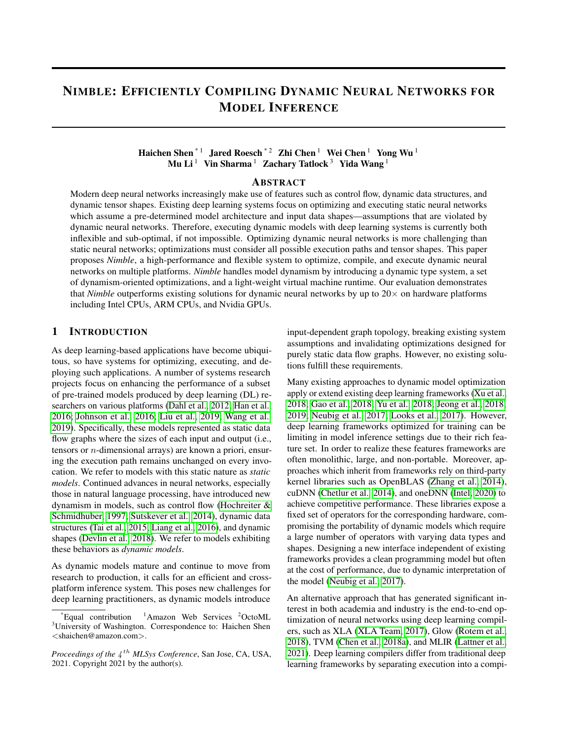# NIMBLE: EFFICIENTLY COMPILING DYNAMIC NEURAL NETWORKS FOR MODEL INFERENCE

**Haichen Shen** [*1] **Jared Roesch** [*2] **Zhi Chen** [1] **Wei Chen** [1] **Yong Wu** [1] **Mu Li** [1] **Vin Sharma** [1] **Zachary Tatlock** [3] **Yida Wang** [1]

## ABSTRACT

Modern deep neural networks increasingly make use of features such as control flow, dynamic data structures, and dynamic tensor shapes. Existing deep learning systems focus on optimizing and executing static neural networks which assume a pre-determined model architecture and input data shapes—assumptions that are violated by dynamic neural networks. Therefore, executing dynamic models with deep learning systems is currently both inflexible and sub-optimal, if not impossible. Optimizing dynamic neural networks is more challenging than static neural networks; optimizations must consider all possible execution paths and tensor shapes. This paper proposes *Nimble*, a high-performance and flexible system to optimize, compile, and execute dynamic neural networks on multiple platforms. *Nimble* handles model dynamism by introducing a dynamic type system, a set of dynamism-oriented optimizations, and a light-weight virtual machine runtime. Our evaluation demonstrates that *Nimble* outperforms existing solutions for dynamic neural networks by up to 20× on hardware platforms including Intel CPUs, ARM CPUs, and Nvidia GPUs.

## 1 INTRODUCTION

As deep learning-based applications have become ubiquitous, so have systems for optimizing, executing, and deploying such applications. A number of systems research projects focus on enhancing the performance of a subset of pre-trained models produced by deep learning (DL) researchers on various platforms (Dahl et al., 2012; Han et al., 2016; Johnson et al., 2016; Liu et al., 2019; Wang et al., 2019). Specifically, these models represented as static data flow graphs where the sizes of each input and output (i.e., tensors or $n$-dimensional arrays) are known a priori, ensuring the execution path remains unchanged on every invocation. We refer to models with this static nature as *static models*. Continued advances in neural networks, especially those in natural language processing, have introduced new dynamism in models, such as control flow (Hochreiter & Schmidhuber, 1997; Sutskever et al., 2014), dynamic data structures (Tai et al., 2015; Liang et al., 2016), and dynamic shapes (Devlin et al., 2018). We refer to models exhibiting these behaviors as *dynamic models*.

As dynamic models mature and continue to move from research to production, it calls for an efficient and cross-platform inference system. This poses new challenges for deep learning practitioners, as dynamic models introduce input-dependent graph topology, breaking existing system assumptions and invalidating optimizations designed for purely static data flow graphs. However, no existing solutions fulfill these requirements.

Many existing approaches to dynamic model optimization apply or extend existing deep learning frameworks (Xu et al., 2018; Gao et al., 2018; Yu et al., 2018; Jeong et al., 2018, 2019; Neubig et al., 2017; Looks et al., 2017). However, deep learning frameworks optimized for training can be limiting in model inference settings due to their rich feature set. In order to realize these features frameworks are often monolithic, large, and non-portable. Moreover, approaches which inherit from frameworks rely on third-party kernel libraries such as OpenBLAS (Zhang et al., 2014), cuDNN (Chetlur et al., 2014), and oneDNN (Intel, 2020) to achieve competitive performance. These libraries expose a fixed set of operators for the corresponding hardware, compromising the portability of dynamic models which require a large number of operators with varying data types and shapes. Designing a new interface independent of existing frameworks provides a clean programming model but often at the cost of performance, due to dynamic interpretation of the model (Neubig et al., 2017).

An alternative approach that has generated significant interest in both academia and industry is the end-to-end optimization of neural networks using deep learning compilers, such as XLA (XLA Team, 2017), Glow (Rotem et al., 2018), TVM (Chen et al., 2018a), and MLIR (Lattner et al., 2021). Deep learning compilers differ from traditional deep learning frameworks by separating execution into a compi-

[*]Equal contribution [1]Amazon Web Services [2]OctoML [3]University of Washington. Correspondence to: Haichen Shen <shaichen@amazon.com>.

*Proceedings of the 4th MLSys Conference*, San Jose, CA, USA, 2021. Copyright 2021 by the author(s).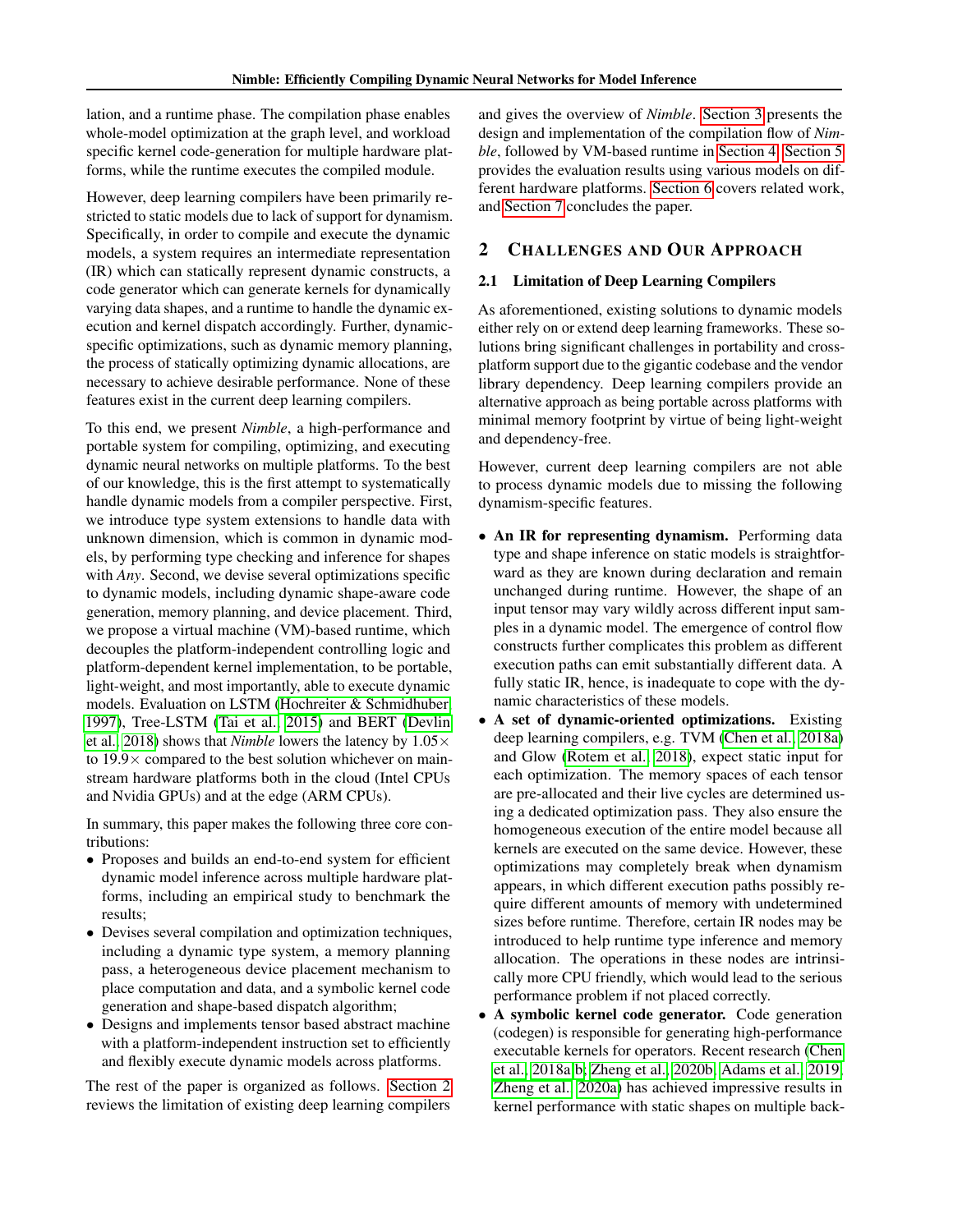lation, and a runtime phase. The compilation phase enables whole-model optimization at the graph level, and workload specific kernel code-generation for multiple hardware platforms, while the runtime executes the compiled module.

However, deep learning compilers have been primarily restricted to static models due to lack of support for dynamism. Specifically, in order to compile and execute the dynamic models, a system requires an intermediate representation (IR) which can statically represent dynamic constructs, a code generator which can generate kernels for dynamically varying data shapes, and a runtime to handle the dynamic execution and kernel dispatch accordingly. Further, dynamic-specific optimizations, such as dynamic memory planning, the process of statically optimizing dynamic allocations, are necessary to achieve desirable performance. None of these features exist in the current deep learning compilers.

To this end, we present *Nimble*, a high-performance and portable system for compiling, optimizing, and executing dynamic neural networks on multiple platforms. To the best of our knowledge, this is the first attempt to systematically handle dynamic models from a compiler perspective. First, we introduce type system extensions to handle data with unknown dimension, which is common in dynamic models, by performing type checking and inference for shapes with *Any*. Second, we devise several optimizations specific to dynamic models, including dynamic shape-aware code generation, memory planning, and device placement. Third, we propose a virtual machine (VM)-based runtime, which decouples the platform-independent controlling logic and platform-dependent kernel implementation, to be portable, light-weight, and most importantly, able to execute dynamic models. Evaluation on LSTM (Hochreiter & Schmidhuber, 1997), Tree-LSTM (Tai et al., 2015) and BERT (Devlin et al., 2018) shows that *Nimble* lowers the latency by 1.05× to 19.9× compared to the best solution whichever on mainstream hardware platforms both in the cloud (Intel CPUs and Nvidia GPUs) and at the edge (ARM CPUs).

In summary, this paper makes the following three core contributions:

- Proposes and builds an end-to-end system for efficient dynamic model inference across multiple hardware platforms, including an empirical study to benchmark the results;
- Devises several compilation and optimization techniques, including a dynamic type system, a memory planning pass, a heterogeneous device placement mechanism to place computation and data, and a symbolic kernel code generation and shape-based dispatch algorithm;
- Designs and implements tensor based abstract machine with a platform-independent instruction set to efficiently and flexibly execute dynamic models across platforms.

The rest of the paper is organized as follows. Section 2 reviews the limitation of existing deep learning compilers and gives the overview of *Nimble*. Section 3 presents the design and implementation of the compilation flow of *Nimble*, followed by VM-based runtime in Section 4. Section 5 provides the evaluation results using various models on different hardware platforms. Section 6 covers related work, and Section 7 concludes the paper.

## 2 Challenges and Our Approach

### 2.1 Limitation of Deep Learning Compilers

As aforementioned, existing solutions to dynamic models either rely on or extend deep learning frameworks. These solutions bring significant challenges in portability and cross-platform support due to the gigantic codebase and the vendor library dependency. Deep learning compilers provide an alternative approach as being portable across platforms with minimal memory footprint by virtue of being light-weight and dependency-free.

However, current deep learning compilers are not able to process dynamic models due to missing the following dynamism-specific features.

- **An IR for representing dynamism.** Performing data type and shape inference on static models is straightforward as they are known during declaration and remain unchanged during runtime. However, the shape of an input tensor may vary wildly across different input samples in a dynamic model. The emergence of control flow constructs further complicates this problem as different execution paths can emit substantially different data. A fully static IR, hence, is inadequate to cope with the dynamic characteristics of these models.
- **A set of dynamic-oriented optimizations.** Existing deep learning compilers, e.g. TVM (Chen et al., 2018a) and Glow (Rotem et al., 2018), expect static input for each optimization. The memory spaces of each tensor are pre-allocated and their live cycles are determined using a dedicated optimization pass. They also ensure the homogeneous execution of the entire model because all kernels are executed on the same device. However, these optimizations may completely break when dynamism appears, in which different execution paths possibly require different amounts of memory with undetermined sizes before runtime. Therefore, certain IR nodes may be introduced to help runtime type inference and memory allocation. The operations in these nodes are intrinsically more CPU friendly, which would lead to the serious performance problem if not placed correctly.
- **A symbolic kernel code generator.** Code generation (codegen) is responsible for generating high-performance executable kernels for operators. Recent research (Chen et al., 2018a;b; Zheng et al., 2020b; Adams et al., 2019; Zheng et al., 2020a) has achieved impressive results in kernel performance with static shapes on multiple back-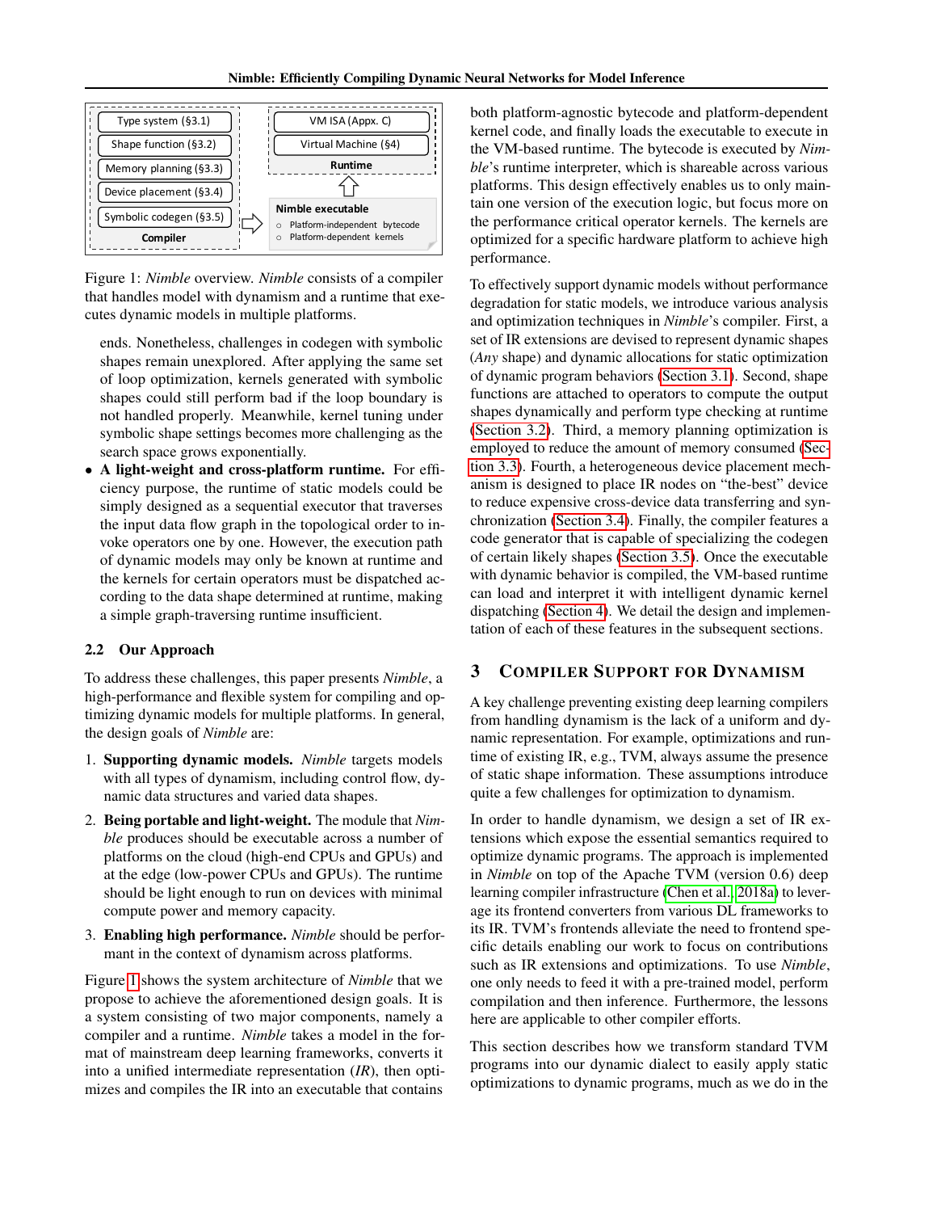Figure 1: *Nimble* overview. *Nimble* consists of a compiler that handles model with dynamism and a runtime that executes dynamic models in multiple platforms.

ends. Nonetheless, challenges in codegen with symbolic shapes remain unexplored. After applying the same set of loop optimization, kernels generated with symbolic shapes could still perform bad if the loop boundary is not handled properly. Meanwhile, kernel tuning under symbolic shape settings becomes more challenging as the search space grows exponentially.

- **A light-weight and cross-platform runtime.** For efficiency purpose, the runtime of static models could be simply designed as a sequential executor that traverses the input data flow graph in the topological order to invoke operators one by one. However, the execution path of dynamic models may only be known at runtime and the kernels for certain operators must be dispatched according to the data shape determined at runtime, making a simple graph-traversing runtime insufficient.

### 2.2 Our Approach

To address these challenges, this paper presents *Nimble*, a high-performance and flexible system for compiling and optimizing dynamic models for multiple platforms. In general, the design goals of *Nimble* are:

1. **Supporting dynamic models.** *Nimble* targets models with all types of dynamism, including control flow, dynamic data structures and varied data shapes.
2. **Being portable and light-weight.** The module that *Nimble* produces should be executable across a number of platforms on the cloud (high-end CPUs and GPUs) and at the edge (low-power CPUs and GPUs). The runtime should be light enough to run on devices with minimal compute power and memory capacity.
3. **Enabling high performance.** *Nimble* should be performant in the context of dynamism across platforms.

Figure 1 shows the system architecture of *Nimble* that we propose to achieve the aforementioned design goals. It is a system consisting of two major components, namely a compiler and a runtime. *Nimble* takes a model in the format of mainstream deep learning frameworks, converts it into a unified intermediate representation (*IR*), then optimizes and compiles the IR into an executable that contains both platform-agnostic bytecode and platform-dependent kernel code, and finally loads the executable to execute in the VM-based runtime. The bytecode is executed by *Nimble*'s runtime interpreter, which is shareable across various platforms. This design effectively enables us to only maintain one version of the execution logic, but focus more on the performance critical operator kernels. The kernels are optimized for a specific hardware platform to achieve high performance.

To effectively support dynamic models without performance degradation for static models, we introduce various analysis and optimization techniques in *Nimble*'s compiler. First, a set of IR extensions are devised to represent dynamic shapes (*Any* shape) and dynamic allocations for static optimization of dynamic program behaviors (Section 3.1). Second, shape functions are attached to operators to compute the output shapes dynamically and perform type checking at runtime (Section 3.2). Third, a memory planning optimization is employed to reduce the amount of memory consumed (Section 3.3). Fourth, a heterogeneous device placement mechanism is designed to place IR nodes on "the-best" device to reduce expensive cross-device data transferring and synchronization (Section 3.4). Finally, the compiler features a code generator that is capable of specializing the codegen of certain likely shapes (Section 3.5). Once the executable with dynamic behavior is compiled, the VM-based runtime can load and interpret it with intelligent dynamic kernel dispatching (Section 4). We detail the design and implementation of each of these features in the subsequent sections.

## 3 Compiler Support for Dynamism

A key challenge preventing existing deep learning compilers from handling dynamism is the lack of a uniform and dynamic representation. For example, optimizations and runtime of existing IR, e.g., TVM, always assume the presence of static shape information. These assumptions introduce quite a few challenges for optimization to dynamism.

In order to handle dynamism, we design a set of IR extensions which expose the essential semantics required to optimize dynamic programs. The approach is implemented in *Nimble* on top of the Apache TVM (version 0.6) deep learning compiler infrastructure (Chen et al., 2018a) to leverage its frontend converters from various DL frameworks to its IR. TVM's frontends alleviate the need to frontend specific details enabling our work to focus on contributions such as IR extensions and optimizations. To use *Nimble*, one only needs to feed it with a pre-trained model, perform compilation and then inference. Furthermore, the lessons here are applicable to other compiler efforts.

This section describes how we transform standard TVM programs into our dynamic dialect to easily apply static optimizations to dynamic programs, much as we do in the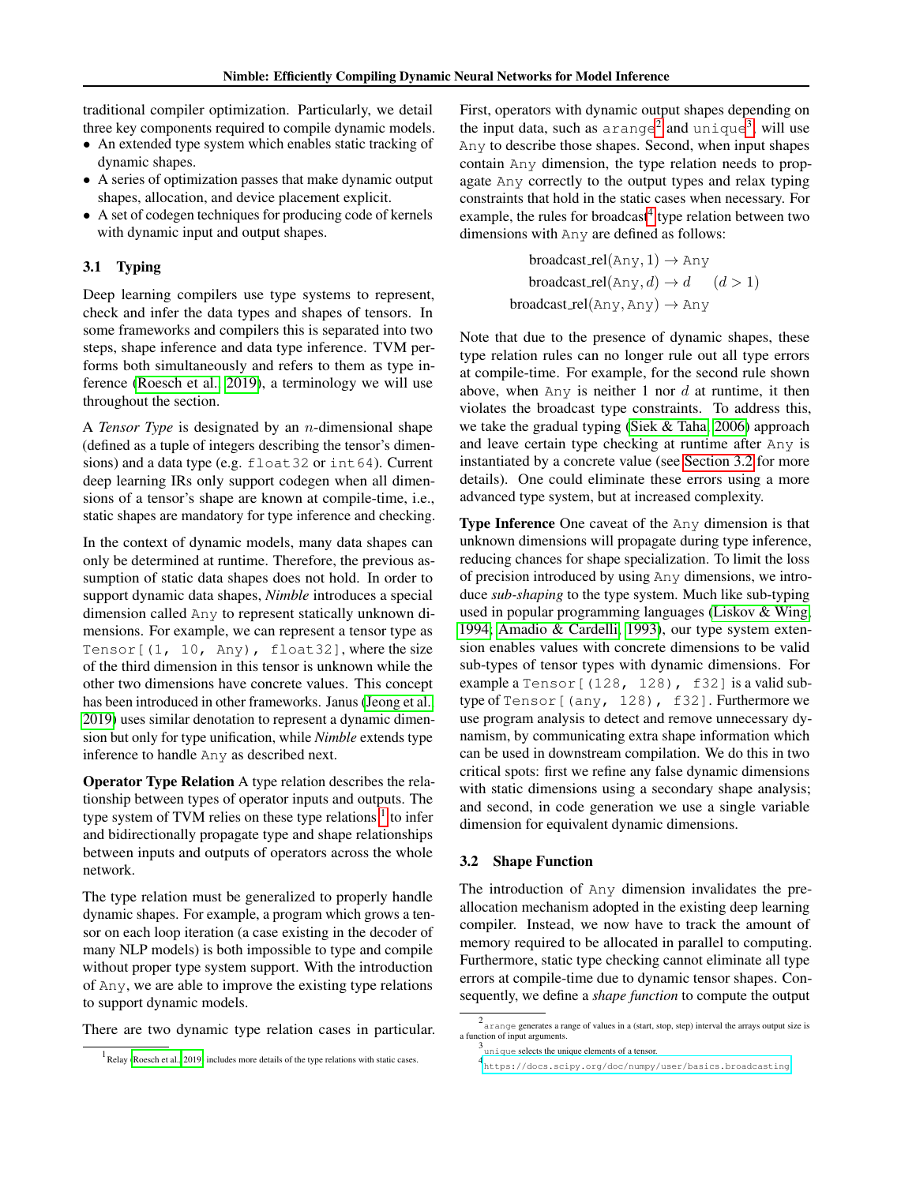traditional compiler optimization. Particularly, we detail three key components required to compile dynamic models.

- An extended type system which enables static tracking of dynamic shapes.
- A series of optimization passes that make dynamic output shapes, allocation, and device placement explicit.
- A set of codegen techniques for producing code of kernels with dynamic input and output shapes.

### 3.1 Typing

Deep learning compilers use type systems to represent, check and infer the data types and shapes of tensors. In some frameworks and compilers this is separated into two steps, shape inference and data type inference. TVM performs both simultaneously and refers to them as type inference (Roesch et al., 2019), a terminology we will use throughout the section.

A *Tensor Type* is designated by an $n$-dimensional shape (defined as a tuple of integers describing the tensor's dimensions) and a data type (e.g. `float32` or `int64`). Current deep learning IRs only support codegen when all dimensions of a tensor's shape are known at compile-time, i.e., static shapes are mandatory for type inference and checking.

In the context of dynamic models, many data shapes can only be determined at runtime. Therefore, the previous assumption of static data shapes does not hold. In order to support dynamic data shapes, *Nimble* introduces a special dimension called `Any` to represent statically unknown dimensions. For example, we can represent a tensor type as `Tensor[(1, 10, Any), float32]`, where the size of the third dimension in this tensor is unknown while the other two dimensions have concrete values. This concept has been introduced in other frameworks. Janus (Jeong et al., 2019) uses similar denotation to represent a dynamic dimension but only for type unification, while *Nimble* extends type inference to handle `Any` as described next.

**Operator Type Relation** A type relation describes the relationship between types of operator inputs and outputs. The type system of TVM relies on these type relations [1] to infer and bidirectionally propagate type and shape relationships between inputs and outputs of operators across the whole network.

The type relation must be generalized to properly handle dynamic shapes. For example, a program which grows a tensor on each loop iteration (a case existing in the decoder of many NLP models) is both impossible to type and compile without proper type system support. With the introduction of `Any`, we are able to improve the existing type relations to support dynamic models.

There are two dynamic type relation cases in particular. First, operators with dynamic output shapes depending on the input data, such as `arange`[2] and `unique`[3], will use `Any` to describe those shapes. Second, when input shapes contain `Any` dimension, the type relation needs to propagate `Any` correctly to the output types and relax typing constraints that hold in the static cases when necessary. For example, the rules for broadcast[4] type relation between two dimensions with `Any` are defined as follows:

$$\text{broadcast\_rel}(\texttt{Any}, 1) \rightarrow \texttt{Any}$$
$$\text{broadcast\_rel}(\texttt{Any}, d) \rightarrow d \quad (d > 1)$$
$$\text{broadcast\_rel}(\texttt{Any}, \texttt{Any}) \rightarrow \texttt{Any}$$

Note that due to the presence of dynamic shapes, these type relation rules can no longer rule out all type errors at compile-time. For example, for the second rule shown above, when `Any` is neither 1 nor $d$ at runtime, it then violates the broadcast type constraints. To address this, we take the gradual typing (Siek & Taha, 2006) approach and leave certain type checking at runtime after `Any` is instantiated by a concrete value (see Section 3.2 for more details). One could eliminate these errors using a more advanced type system, but at increased complexity.

**Type Inference** One caveat of the `Any` dimension is that unknown dimensions will propagate during type inference, reducing chances for shape specialization. To limit the loss of precision introduced by using `Any` dimensions, we introduce *sub-shaping* to the type system. Much like sub-typing used in popular programming languages (Liskov & Wing, 1994; Amadio & Cardelli, 1993), our type system extension enables values with concrete dimensions to be valid sub-types of tensor types with dynamic dimensions. For example a `Tensor[(128, 128), f32]` is a valid sub-type of `Tensor[(any, 128), f32]`. Furthermore we use program analysis to detect and remove unnecessary dynamism, by communicating extra shape information which can be used in downstream compilation. We do this in two critical spots: first we refine any false dynamic dimensions with static dimensions using a secondary shape analysis; and second, in code generation we use a single variable dimension for equivalent dynamic dimensions.

### 3.2 Shape Function

The introduction of `Any` dimension invalidates the pre-allocation mechanism adopted in the existing deep learning compiler. Instead, we now have to track the amount of memory required to be allocated in parallel to computing. Furthermore, static type checking cannot eliminate all type errors at compile-time due to dynamic tensor shapes. Consequently, we define a *shape function* to compute the output

---

[1] Relay (Roesch et al., 2019) includes more details of the type relations with static cases.

[2] `arange` generates a range of values in a (start, stop, step) interval the arrays output size is a function of input arguments.

[3] `unique` selects the unique elements of a tensor.

[4] https://docs.scipy.org/doc/numpy/user/basics.broadcasting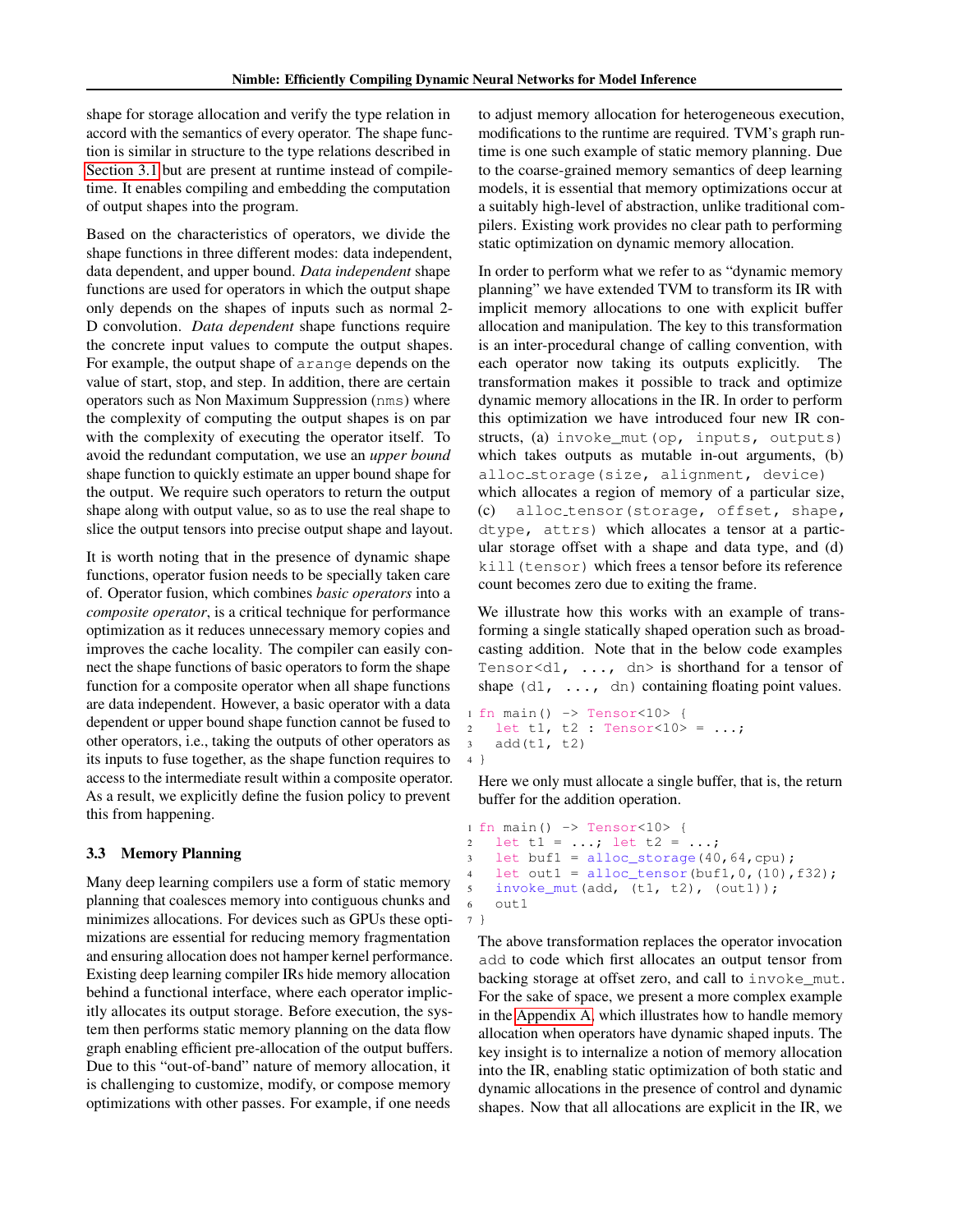shape for storage allocation and verify the type relation in accord with the semantics of every operator. The shape function is similar in structure to the type relations described in Section 3.1 but are present at runtime instead of compile-time. It enables compiling and embedding the computation of output shapes into the program.

Based on the characteristics of operators, we divide the shape functions in three different modes: data independent, data dependent, and upper bound. *Data independent* shape functions are used for operators in which the output shape only depends on the shapes of inputs such as normal 2-D convolution. *Data dependent* shape functions require the concrete input values to compute the output shapes. For example, the output shape of `arange` depends on the value of start, stop, and step. In addition, there are certain operators such as Non Maximum Suppression (`nms`) where the complexity of computing the output shapes is on par with the complexity of executing the operator itself. To avoid the redundant computation, we use an *upper bound* shape function to quickly estimate an upper bound shape for the output. We require such operators to return the output shape along with output value, so as to use the real shape to slice the output tensors into precise output shape and layout.

It is worth noting that in the presence of dynamic shape functions, operator fusion needs to be specially taken care of. Operator fusion, which combines *basic operators* into a *composite operator*, is a critical technique for performance optimization as it reduces unnecessary memory copies and improves the cache locality. The compiler can easily connect the shape functions of basic operators to form the shape function for a composite operator when all shape functions are data independent. However, a basic operator with a data dependent or upper bound shape function cannot be fused to other operators, i.e., taking the outputs of other operators as its inputs to fuse together, as the shape function requires to access to the intermediate result within a composite operator. As a result, we explicitly define the fusion policy to prevent this from happening.

### 3.3 Memory Planning

Many deep learning compilers use a form of static memory planning that coalesces memory into contiguous chunks and minimizes allocations. For devices such as GPUs these optimizations are essential for reducing memory fragmentation and ensuring allocation does not hamper kernel performance. Existing deep learning compiler IRs hide memory allocation behind a functional interface, where each operator implicitly allocates its output storage. Before execution, the system then performs static memory planning on the data flow graph enabling efficient pre-allocation of the output buffers. Due to this "out-of-band" nature of memory allocation, it is challenging to customize, modify, or compose memory optimizations with other passes. For example, if one needs to adjust memory allocation for heterogeneous execution, modifications to the runtime are required. TVM's graph runtime is one such example of static memory planning. Due to the coarse-grained memory semantics of deep learning models, it is essential that memory optimizations occur at a suitably high-level of abstraction, unlike traditional compilers. Existing work provides no clear path to performing static optimization on dynamic memory allocation.

In order to perform what we refer to as "dynamic memory planning" we have extended TVM to transform its IR with implicit memory allocations to one with explicit buffer allocation and manipulation. The key to this transformation is an inter-procedural change of calling convention, with each operator now taking its outputs explicitly. The transformation makes it possible to track and optimize dynamic memory allocations in the IR. In order to perform this optimization we have introduced four new IR constructs, (a) `invoke_mut(op, inputs, outputs)` which takes outputs as mutable in-out arguments, (b) `alloc_storage(size, alignment, device)` which allocates a region of memory of a particular size, (c) `alloc_tensor(storage, offset, shape, dtype, attrs)` which allocates a tensor at a particular storage offset with a shape and data type, and (d) `kill(tensor)` which frees a tensor before its reference count becomes zero due to exiting the frame.

We illustrate how this works with an example of transforming a single statically shaped operation such as broadcasting addition. Note that in the below code examples `Tensor<d1, ..., dn>` is shorthand for a tensor of shape `(d1, ..., dn)` containing floating point values.

```
1 fn main() -> Tensor<10> {
2   let t1, t2 : Tensor<10> = ...;
3   add(t1, t2)
4 }
```

Here we only must allocate a single buffer, that is, the return buffer for the addition operation.

```
1 fn main() -> Tensor<10> {
2   let t1 = ...; let t2 = ...;
3   let buf1 = alloc_storage(40,64,cpu);
4   let out1 = alloc_tensor(buf1,0,(10),f32);
5   invoke_mut(add, (t1, t2), (out1));
6   out1
7 }
```

The above transformation replaces the operator invocation `add` to code which first allocates an output tensor from backing storage at offset zero, and call to `invoke_mut`. For the sake of space, we present a more complex example in the Appendix A, which illustrates how to handle memory allocation when operators have dynamic shaped inputs. The key insight is to internalize a notion of memory allocation into the IR, enabling static optimization of both static and dynamic allocations in the presence of control and dynamic shapes. Now that all allocations are explicit in the IR, we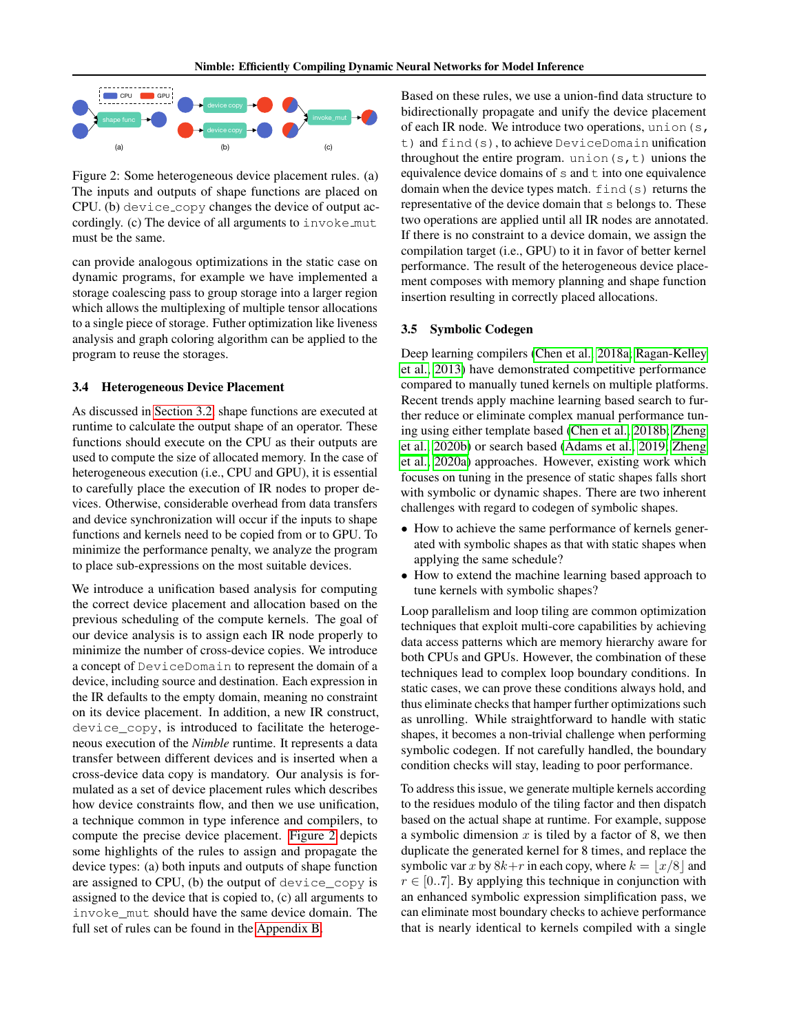Figure 2: Some heterogeneous device placement rules. (a) The inputs and outputs of shape functions are placed on CPU. (b) device_copy changes the device of output accordingly. (c) The device of all arguments to invoke_mut must be the same.

can provide analogous optimizations in the static case on dynamic programs, for example we have implemented a storage coalescing pass to group storage into a larger region which allows the multiplexing of multiple tensor allocations to a single piece of storage. Futher optimization like liveness analysis and graph coloring algorithm can be applied to the program to reuse the storages.

### 3.4 Heterogeneous Device Placement

As discussed in Section 3.2, shape functions are executed at runtime to calculate the output shape of an operator. These functions should execute on the CPU as their outputs are used to compute the size of allocated memory. In the case of heterogeneous execution (i.e., CPU and GPU), it is essential to carefully place the execution of IR nodes to proper devices. Otherwise, considerable overhead from data transfers and device synchronization will occur if the inputs to shape functions and kernels need to be copied from or to GPU. To minimize the performance penalty, we analyze the program to place sub-expressions on the most suitable devices.

We introduce a unification based analysis for computing the correct device placement and allocation based on the previous scheduling of the compute kernels. The goal of our device analysis is to assign each IR node properly to minimize the number of cross-device copies. We introduce a concept of DeviceDomain to represent the domain of a device, including source and destination. Each expression in the IR defaults to the empty domain, meaning no constraint on its device placement. In addition, a new IR construct, device_copy, is introduced to facilitate the heterogeneous execution of the *Nimble* runtime. It represents a data transfer between different devices and is inserted when a cross-device data copy is mandatory. Our analysis is formulated as a set of device placement rules which describes how device constraints flow, and then we use unification, a technique common in type inference and compilers, to compute the precise device placement. Figure 2 depicts some highlights of the rules to assign and propagate the device types: (a) both inputs and outputs of shape function are assigned to CPU, (b) the output of device_copy is assigned to the device that is copied to, (c) all arguments to invoke_mut should have the same device domain. The full set of rules can be found in the Appendix B.

Based on these rules, we use a union-find data structure to bidirectionally propagate and unify the device placement of each IR node. We introduce two operations, union(s, t) and find(s), to achieve DeviceDomain unification throughout the entire program. union(s,t) unions the equivalence device domains of s and t into one equivalence domain when the device types match. find(s) returns the representative of the device domain that s belongs to. These two operations are applied until all IR nodes are annotated. If there is no constraint to a device domain, we assign the compilation target (i.e., GPU) to it in favor of better kernel performance. The result of the heterogeneous device placement composes with memory planning and shape function insertion resulting in correctly placed allocations.

### 3.5 Symbolic Codegen

Deep learning compilers (Chen et al., 2018a; Ragan-Kelley et al., 2013) have demonstrated competitive performance compared to manually tuned kernels on multiple platforms. Recent trends apply machine learning based search to further reduce or eliminate complex manual performance tuning using either template based (Chen et al., 2018b; Zheng et al., 2020b) or search based (Adams et al., 2019; Zheng et al., 2020a) approaches. However, existing work which focuses on tuning in the presence of static shapes falls short with symbolic or dynamic shapes. There are two inherent challenges with regard to codegen of symbolic shapes.

- How to achieve the same performance of kernels generated with symbolic shapes as that with static shapes when applying the same schedule?
- How to extend the machine learning based approach to tune kernels with symbolic shapes?

Loop parallelism and loop tiling are common optimization techniques that exploit multi-core capabilities by achieving data access patterns which are memory hierarchy aware for both CPUs and GPUs. However, the combination of these techniques lead to complex loop boundary conditions. In static cases, we can prove these conditions always hold, and thus eliminate checks that hamper further optimizations such as unrolling. While straightforward to handle with static shapes, it becomes a non-trivial challenge when performing symbolic codegen. If not carefully handled, the boundary condition checks will stay, leading to poor performance.

To address this issue, we generate multiple kernels according to the residues modulo of the tiling factor and then dispatch based on the actual shape at runtime. For example, suppose a symbolic dimension $x$ is tiled by a factor of 8, we then duplicate the generated kernel for 8 times, and replace the symbolic var $x$ by $8k+r$ in each copy, where $k = \lfloor x/8 \rfloor$ and $r \in [0..7]$. By applying this technique in conjunction with an enhanced symbolic expression simplification pass, we can eliminate most boundary checks to achieve performance that is nearly identical to kernels compiled with a single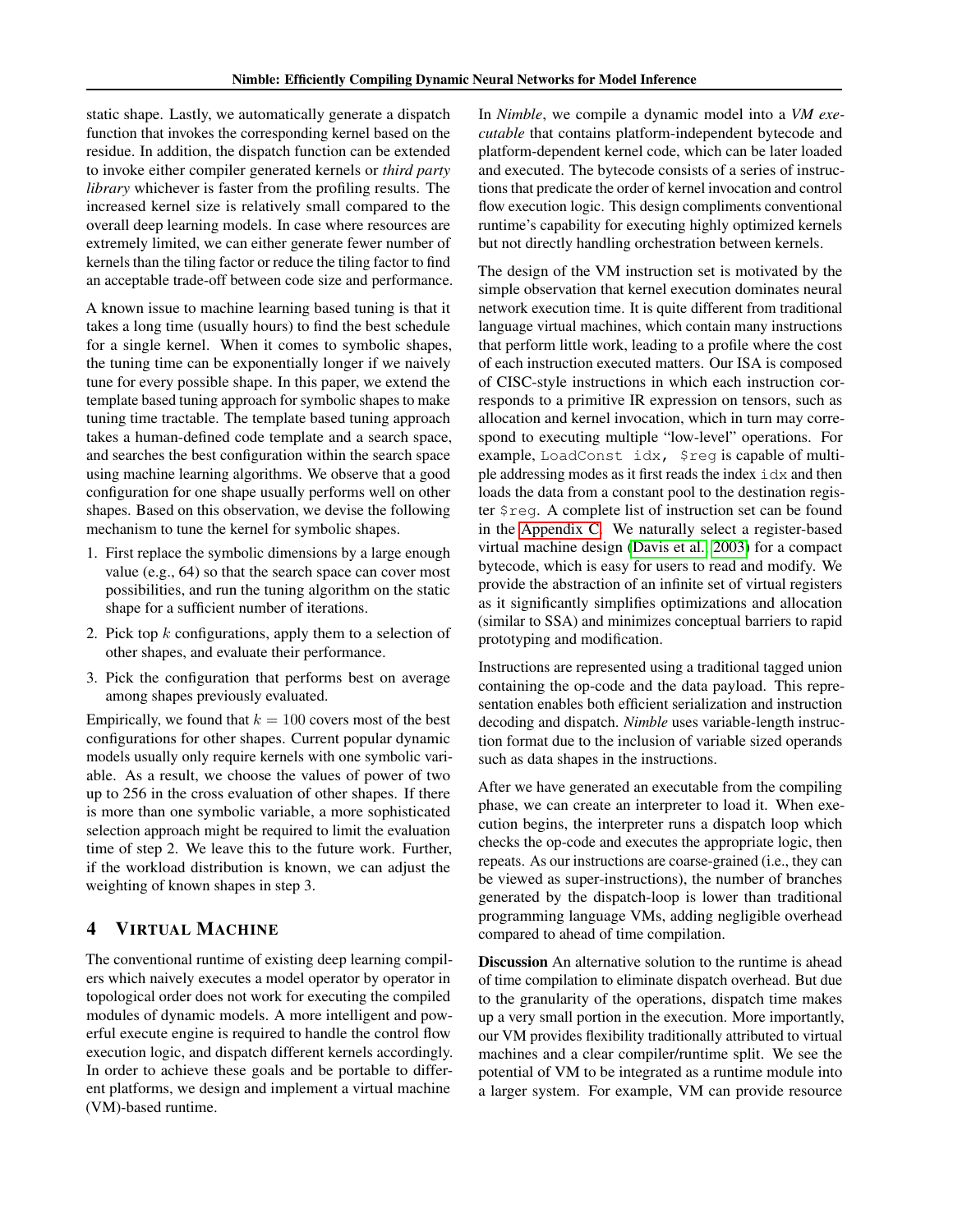static shape. Lastly, we automatically generate a dispatch function that invokes the corresponding kernel based on the residue. In addition, the dispatch function can be extended to invoke either compiler generated kernels or *third party library* whichever is faster from the profiling results. The increased kernel size is relatively small compared to the overall deep learning models. In case where resources are extremely limited, we can either generate fewer number of kernels than the tiling factor or reduce the tiling factor to find an acceptable trade-off between code size and performance.

A known issue to machine learning based tuning is that it takes a long time (usually hours) to find the best schedule for a single kernel. When it comes to symbolic shapes, the tuning time can be exponentially longer if we naively tune for every possible shape. In this paper, we extend the template based tuning approach for symbolic shapes to make tuning time tractable. The template based tuning approach takes a human-defined code template and a search space, and searches the best configuration within the search space using machine learning algorithms. We observe that a good configuration for one shape usually performs well on other shapes. Based on this observation, we devise the following mechanism to tune the kernel for symbolic shapes.

1. First replace the symbolic dimensions by a large enough value (e.g., 64) so that the search space can cover most possibilities, and run the tuning algorithm on the static shape for a sufficient number of iterations.
2. Pick top $k$ configurations, apply them to a selection of other shapes, and evaluate their performance.
3. Pick the configuration that performs best on average among shapes previously evaluated.

Empirically, we found that $k = 100$ covers most of the best configurations for other shapes. Current popular dynamic models usually only require kernels with one symbolic variable. As a result, we choose the values of power of two up to 256 in the cross evaluation of other shapes. If there is more than one symbolic variable, a more sophisticated selection approach might be required to limit the evaluation time of step 2. We leave this to the future work. Further, if the workload distribution is known, we can adjust the weighting of known shapes in step 3.

## 4 Virtual Machine

The conventional runtime of existing deep learning compilers which naively executes a model operator by operator in topological order does not work for executing the compiled modules of dynamic models. A more intelligent and powerful execute engine is required to handle the control flow execution logic, and dispatch different kernels accordingly. In order to achieve these goals and be portable to different platforms, we design and implement a virtual machine (VM)-based runtime.

In *Nimble*, we compile a dynamic model into a *VM executable* that contains platform-independent bytecode and platform-dependent kernel code, which can be later loaded and executed. The bytecode consists of a series of instructions that predicate the order of kernel invocation and control flow execution logic. This design compliments conventional runtime's capability for executing highly optimized kernels but not directly handling orchestration between kernels.

The design of the VM instruction set is motivated by the simple observation that kernel execution dominates neural network execution time. It is quite different from traditional language virtual machines, which contain many instructions that perform little work, leading to a profile where the cost of each instruction executed matters. Our ISA is composed of CISC-style instructions in which each instruction corresponds to a primitive IR expression on tensors, such as allocation and kernel invocation, which in turn may correspond to executing multiple "low-level" operations. For example, `LoadConst idx, $reg` is capable of multiple addressing modes as it first reads the index `idx` and then loads the data from a constant pool to the destination register `$reg`. A complete list of instruction set can be found in the Appendix C. We naturally select a register-based virtual machine design (Davis et al., 2003) for a compact bytecode, which is easy for users to read and modify. We provide the abstraction of an infinite set of virtual registers as it significantly simplifies optimizations and allocation (similar to SSA) and minimizes conceptual barriers to rapid prototyping and modification.

Instructions are represented using a traditional tagged union containing the op-code and the data payload. This representation enables both efficient serialization and instruction decoding and dispatch. *Nimble* uses variable-length instruction format due to the inclusion of variable sized operands such as data shapes in the instructions.

After we have generated an executable from the compiling phase, we can create an interpreter to load it. When execution begins, the interpreter runs a dispatch loop which checks the op-code and executes the appropriate logic, then repeats. As our instructions are coarse-grained (i.e., they can be viewed as super-instructions), the number of branches generated by the dispatch-loop is lower than traditional programming language VMs, adding negligible overhead compared to ahead of time compilation.

**Discussion** An alternative solution to the runtime is ahead of time compilation to eliminate dispatch overhead. But due to the granularity of the operations, dispatch time makes up a very small portion in the execution. More importantly, our VM provides flexibility traditionally attributed to virtual machines and a clear compiler/runtime split. We see the potential of VM to be integrated as a runtime module into a larger system. For example, VM can provide resource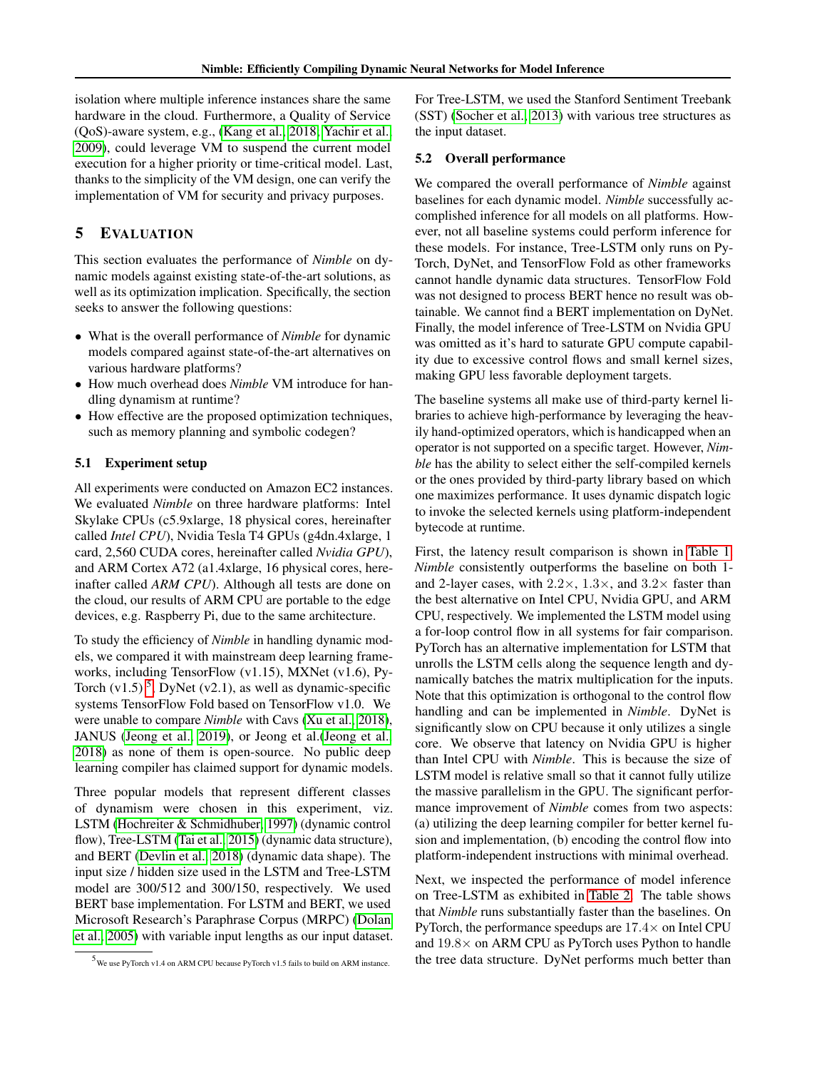isolation where multiple inference instances share the same hardware in the cloud. Furthermore, a Quality of Service (QoS)-aware system, e.g., (Kang et al., 2018; Yachir et al., 2009), could leverage VM to suspend the current model execution for a higher priority or time-critical model. Last, thanks to the simplicity of the VM design, one can verify the implementation of VM for security and privacy purposes.

## 5 Evaluation

This section evaluates the performance of *Nimble* on dynamic models against existing state-of-the-art solutions, as well as its optimization implication. Specifically, the section seeks to answer the following questions:

- What is the overall performance of *Nimble* for dynamic models compared against state-of-the-art alternatives on various hardware platforms?
- How much overhead does *Nimble* VM introduce for handling dynamism at runtime?
- How effective are the proposed optimization techniques, such as memory planning and symbolic codegen?

### 5.1 Experiment setup

All experiments were conducted on Amazon EC2 instances. We evaluated *Nimble* on three hardware platforms: Intel Skylake CPUs (c5.9xlarge, 18 physical cores, hereinafter called *Intel CPU*), Nvidia Tesla T4 GPUs (g4dn.4xlarge, 1 card, 2,560 CUDA cores, hereinafter called *Nvidia GPU*), and ARM Cortex A72 (a1.4xlarge, 16 physical cores, hereinafter called *ARM CPU*). Although all tests are done on the cloud, our results of ARM CPU are portable to the edge devices, e.g. Raspberry Pi, due to the same architecture.

To study the efficiency of *Nimble* in handling dynamic models, we compared it with mainstream deep learning frameworks, including TensorFlow (v1.15), MXNet (v1.6), PyTorch (v1.5)[5], DyNet (v2.1), as well as dynamic-specific systems TensorFlow Fold based on TensorFlow v1.0. We were unable to compare *Nimble* with Cavs (Xu et al., 2018), JANUS (Jeong et al., 2019), or Jeong et al.(Jeong et al., 2018) as none of them is open-source. No public deep learning compiler has claimed support for dynamic models.

Three popular models that represent different classes of dynamism were chosen in this experiment, viz. LSTM (Hochreiter & Schmidhuber, 1997) (dynamic control flow), Tree-LSTM (Tai et al., 2015) (dynamic data structure), and BERT (Devlin et al., 2018) (dynamic data shape). The input size / hidden size used in the LSTM and Tree-LSTM model are 300/512 and 300/150, respectively. We used BERT base implementation. For LSTM and BERT, we used Microsoft Research's Paraphrase Corpus (MRPC) (Dolan et al., 2005) with variable input lengths as our input dataset. For Tree-LSTM, we used the Stanford Sentiment Treebank (SST) (Socher et al., 2013) with various tree structures as the input dataset.

[5] We use PyTorch v1.4 on ARM CPU because PyTorch v1.5 fails to build on ARM instance.

### 5.2 Overall performance

We compared the overall performance of *Nimble* against baselines for each dynamic model. *Nimble* successfully accomplished inference for all models on all platforms. However, not all baseline systems could perform inference for these models. For instance, Tree-LSTM only runs on PyTorch, DyNet, and TensorFlow Fold as other frameworks cannot handle dynamic data structures. TensorFlow Fold was not designed to process BERT hence no result was obtainable. We cannot find a BERT implementation on DyNet. Finally, the model inference of Tree-LSTM on Nvidia GPU was omitted as it's hard to saturate GPU compute capability due to excessive control flows and small kernel sizes, making GPU less favorable deployment targets.

The baseline systems all make use of third-party kernel libraries to achieve high-performance by leveraging the heavily hand-optimized operators, which is handicapped when an operator is not supported on a specific target. However, *Nimble* has the ability to select either the self-compiled kernels or the ones provided by third-party library based on which one maximizes performance. It uses dynamic dispatch logic to invoke the selected kernels using platform-independent bytecode at runtime.

First, the latency result comparison is shown in Table 1. *Nimble* consistently outperforms the baseline on both 1- and 2-layer cases, with $2.2\times$, $1.3\times$, and $3.2\times$ faster than the best alternative on Intel CPU, Nvidia GPU, and ARM CPU, respectively. We implemented the LSTM model using a for-loop control flow in all systems for fair comparison. PyTorch has an alternative implementation for LSTM that unrolls the LSTM cells along the sequence length and dynamically batches the matrix multiplication for the inputs. Note that this optimization is orthogonal to the control flow handling and can be implemented in *Nimble*. DyNet is significantly slow on CPU because it only utilizes a single core. We observe that latency on Nvidia GPU is higher than Intel CPU with *Nimble*. This is because the size of LSTM model is relative small so that it cannot fully utilize the massive parallelism in the GPU. The significant performance improvement of *Nimble* comes from two aspects: (a) utilizing the deep learning compiler for better kernel fusion and implementation, (b) encoding the control flow into platform-independent instructions with minimal overhead.

Next, we inspected the performance of model inference on Tree-LSTM as exhibited in Table 2. The table shows that *Nimble* runs substantially faster than the baselines. On PyTorch, the performance speedups are $17.4\times$ on Intel CPU and $19.8\times$ on ARM CPU as PyTorch uses Python to handle the tree data structure. DyNet performs much better than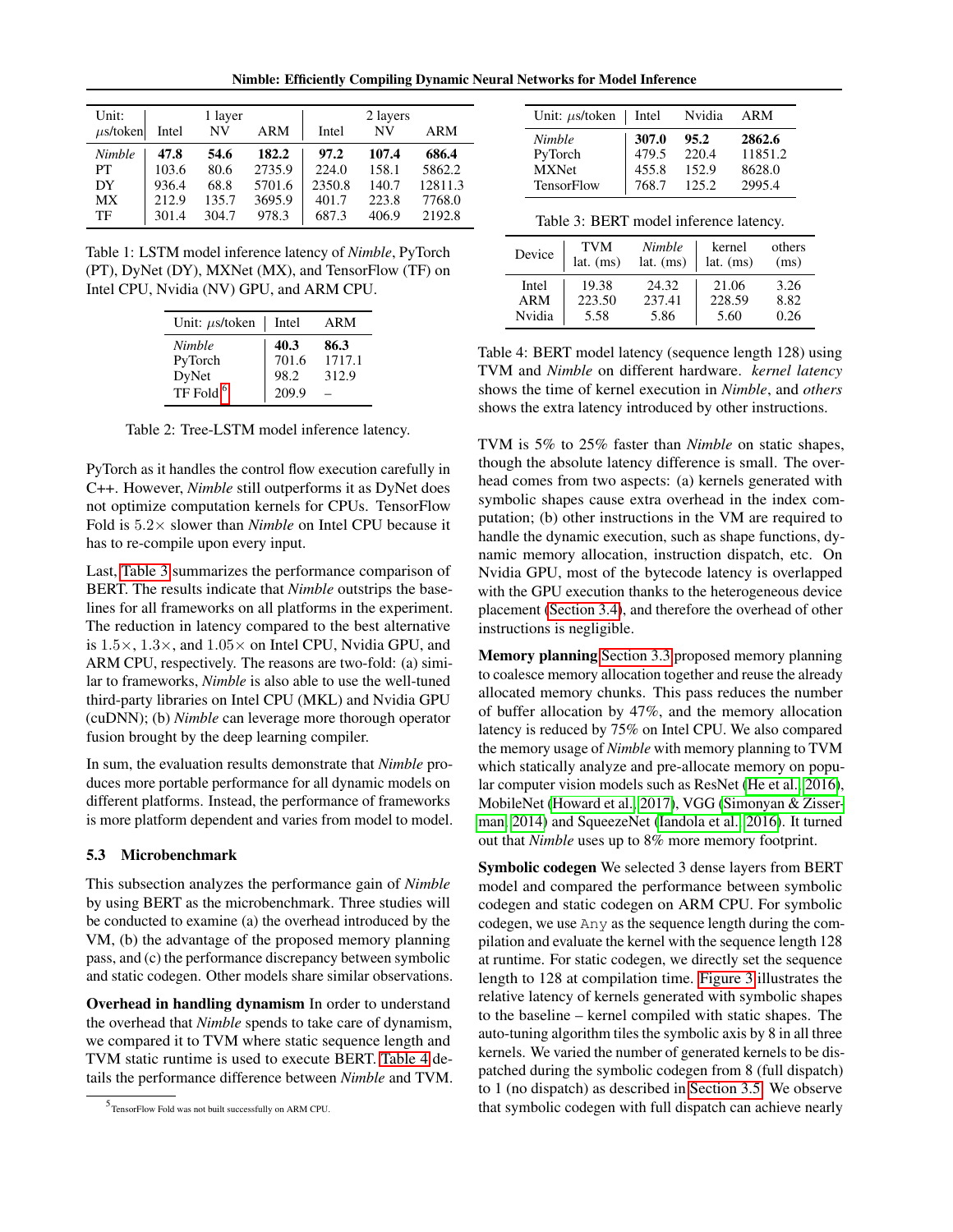| Unit: $\mu$s/token | 1 layer | | | 2 layers | | |
|---|---|---|---|---|---|---|
| | Intel | NV | ARM | Intel | NV | ARM |
| *Nimble* | **47.8** | **54.6** | **182.2** | **97.2** | **107.4** | **686.4** |
| PT | 103.6 | 80.6 | 2735.9 | 224.0 | 158.1 | 5862.2 |
| DY | 936.4 | 68.8 | 5701.6 | 2350.8 | 140.7 | 12811.3 |
| MX | 212.9 | 135.7 | 3695.9 | 401.7 | 223.8 | 7768.0 |
| TF | 301.4 | 304.7 | 978.3 | 687.3 | 406.9 | 2192.8 |

Table 1: LSTM model inference latency of *Nimble*, PyTorch (PT), DyNet (DY), MXNet (MX), and TensorFlow (TF) on Intel CPU, Nvidia (NV) GPU, and ARM CPU.

| Unit: $\mu$s/token | Intel | ARM |
|---|---|---|
| *Nimble* | **40.3** | **86.3** |
| PyTorch | 701.6 | 1717.1 |
| DyNet | 98.2 | 312.9 |
| TF Fold [6] | 209.9 | – |

Table 2: Tree-LSTM model inference latency.

PyTorch as it handles the control flow execution carefully in C++. However, *Nimble* still outperforms it as DyNet does not optimize computation kernels for CPUs. TensorFlow Fold is $5.2\times$ slower than *Nimble* on Intel CPU because it has to re-compile upon every input.

Last, Table 3 summarizes the performance comparison of BERT. The results indicate that *Nimble* outstrips the baselines for all frameworks on all platforms in the experiment. The reduction in latency compared to the best alternative is $1.5\times$, $1.3\times$, and $1.05\times$ on Intel CPU, Nvidia GPU, and ARM CPU, respectively. The reasons are two-fold: (a) similar to frameworks, *Nimble* is also able to use the well-tuned third-party libraries on Intel CPU (MKL) and Nvidia GPU (cuDNN); (b) *Nimble* can leverage more thorough operator fusion brought by the deep learning compiler.

In sum, the evaluation results demonstrate that *Nimble* produces more portable performance for all dynamic models on different platforms. Instead, the performance of frameworks is more platform dependent and varies from model to model.

### 5.3 Microbenchmark

This subsection analyzes the performance gain of *Nimble* by using BERT as the microbenchmark. Three studies will be conducted to examine (a) the overhead introduced by the VM, (b) the advantage of the proposed memory planning pass, and (c) the performance discrepancy between symbolic and static codegen. Other models share similar observations.

**Overhead in handling dynamism** In order to understand the overhead that *Nimble* spends to take care of dynamism, we compared it to TVM where static sequence length and TVM static runtime is used to execute BERT. Table 4 details the performance difference between *Nimble* and TVM.

[5] TensorFlow Fold was not built successfully on ARM CPU.

| Unit: $\mu$s/token | Intel | Nvidia | ARM |
|---|---|---|---|
| *Nimble* | **307.0** | **95.2** | **2862.6** |
| PyTorch | 479.5 | 220.4 | 11851.2 |
| MXNet | 455.8 | 152.9 | 8628.0 |
| TensorFlow | 768.7 | 125.2 | 2995.4 |

Table 3: BERT model inference latency.

| Device | TVM lat. (ms) | *Nimble* lat. (ms) | kernel lat. (ms) | others (ms) |
|---|---|---|---|---|
| Intel | 19.38 | 24.32 | 21.06 | 3.26 |
| ARM | 223.50 | 237.41 | 228.59 | 8.82 |
| Nvidia | 5.58 | 5.86 | 5.60 | 0.26 |

Table 4: BERT model latency (sequence length 128) using TVM and *Nimble* on different hardware. *kernel latency* shows the time of kernel execution in *Nimble*, and *others* shows the extra latency introduced by other instructions.

TVM is 5% to 25% faster than *Nimble* on static shapes, though the absolute latency difference is small. The overhead comes from two aspects: (a) kernels generated with symbolic shapes cause extra overhead in the index computation; (b) other instructions in the VM are required to handle the dynamic execution, such as shape functions, dynamic memory allocation, instruction dispatch, etc. On Nvidia GPU, most of the bytecode latency is overlapped with the GPU execution thanks to the heterogeneous device placement (Section 3.4), and therefore the overhead of other instructions is negligible.

**Memory planning** Section 3.3 proposed memory planning to coalesce memory allocation together and reuse the already allocated memory chunks. This pass reduces the number of buffer allocation by 47%, and the memory allocation latency is reduced by 75% on Intel CPU. We also compared the memory usage of *Nimble* with memory planning to TVM which statically analyze and pre-allocate memory on popular computer vision models such as ResNet (He et al., 2016), MobileNet (Howard et al., 2017), VGG (Simonyan & Zisserman, 2014) and SqueezeNet (Iandola et al., 2016). It turned out that *Nimble* uses up to 8% more memory footprint.

**Symbolic codegen** We selected 3 dense layers from BERT model and compared the performance between symbolic codegen and static codegen on ARM CPU. For symbolic codegen, we use `Any` as the sequence length during the compilation and evaluate the kernel with the sequence length 128 at runtime. For static codegen, we directly set the sequence length to 128 at compilation time. Figure 3 illustrates the relative latency of kernels generated with symbolic shapes to the baseline – kernel compiled with static shapes. The auto-tuning algorithm tiles the symbolic axis by 8 in all three kernels. We varied the number of generated kernels to be dispatched during the symbolic codegen from 8 (full dispatch) to 1 (no dispatch) as described in Section 3.5. We observe that symbolic codegen with full dispatch can achieve nearly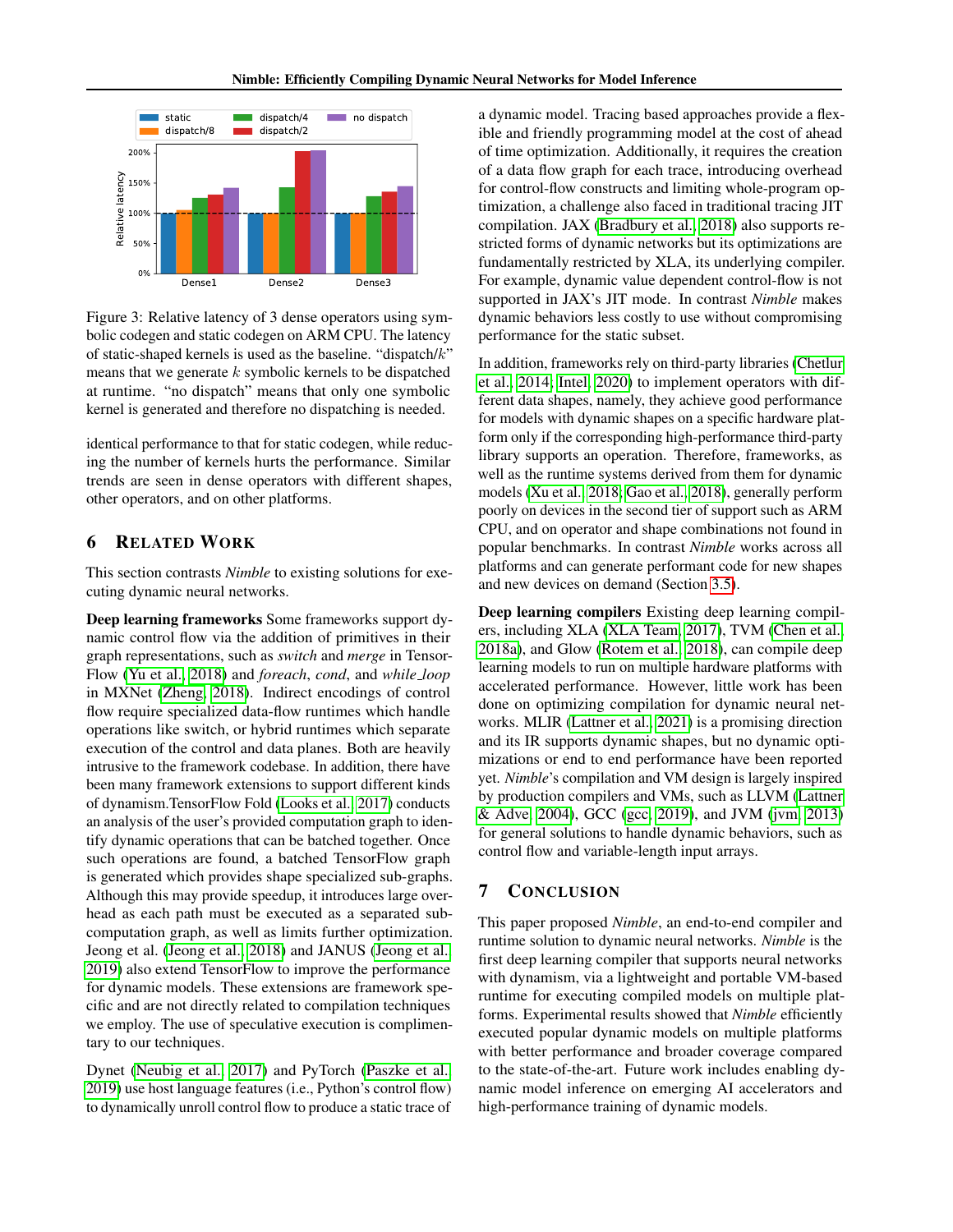Figure 3: Relative latency of 3 dense operators using symbolic codegen and static codegen on ARM CPU. The latency of static-shaped kernels is used as the baseline. "dispatch/$k$" means that we generate $k$ symbolic kernels to be dispatched at runtime. "no dispatch" means that only one symbolic kernel is generated and therefore no dispatching is needed.

identical performance to that for static codegen, while reducing the number of kernels hurts the performance. Similar trends are seen in dense operators with different shapes, other operators, and on other platforms.

## 6 Related Work

This section contrasts *Nimble* to existing solutions for executing dynamic neural networks.

**Deep learning frameworks** Some frameworks support dynamic control flow via the addition of primitives in their graph representations, such as *switch* and *merge* in TensorFlow (Yu et al., 2018) and *foreach*, *cond*, and *while_loop* in MXNet (Zheng, 2018). Indirect encodings of control flow require specialized data-flow runtimes which handle operations like switch, or hybrid runtimes which separate execution of the control and data planes. Both are heavily intrusive to the framework codebase. In addition, there have been many framework extensions to support different kinds of dynamism.TensorFlow Fold (Looks et al., 2017) conducts an analysis of the user's provided computation graph to identify dynamic operations that can be batched together. Once such operations are found, a batched TensorFlow graph is generated which provides shape specialized sub-graphs. Although this may provide speedup, it introduces large overhead as each path must be executed as a separated subcomputation graph, as well as limits further optimization. Jeong et al. (Jeong et al., 2018) and JANUS (Jeong et al., 2019) also extend TensorFlow to improve the performance for dynamic models. These extensions are framework specific and are not directly related to compilation techniques we employ. The use of speculative execution is complimentary to our techniques.

Dynet (Neubig et al., 2017) and PyTorch (Paszke et al., 2019) use host language features (i.e., Python's control flow) to dynamically unroll control flow to produce a static trace of a dynamic model. Tracing based approaches provide a flexible and friendly programming model at the cost of ahead of time optimization. Additionally, it requires the creation of a data flow graph for each trace, introducing overhead for control-flow constructs and limiting whole-program optimization, a challenge also faced in traditional tracing JIT compilation. JAX (Bradbury et al., 2018) also supports restricted forms of dynamic networks but its optimizations are fundamentally restricted by XLA, its underlying compiler. For example, dynamic value dependent control-flow is not supported in JAX's JIT mode. In contrast *Nimble* makes dynamic behaviors less costly to use without compromising performance for the static subset.

In addition, frameworks rely on third-party libraries (Chetlur et al., 2014; Intel, 2020) to implement operators with different data shapes, namely, they achieve good performance for models with dynamic shapes on a specific hardware platform only if the corresponding high-performance third-party library supports an operation. Therefore, frameworks, as well as the runtime systems derived from them for dynamic models (Xu et al., 2018; Gao et al., 2018), generally perform poorly on devices in the second tier of support such as ARM CPU, and on operator and shape combinations not found in popular benchmarks. In contrast *Nimble* works across all platforms and can generate performant code for new shapes and new devices on demand (Section 3.5).

**Deep learning compilers** Existing deep learning compilers, including XLA (XLA Team, 2017), TVM (Chen et al., 2018a), and Glow (Rotem et al., 2018), can compile deep learning models to run on multiple hardware platforms with accelerated performance. However, little work has been done on optimizing compilation for dynamic neural networks. MLIR (Lattner et al., 2021) is a promising direction and its IR supports dynamic shapes, but no dynamic optimizations or end to end performance have been reported yet. *Nimble*'s compilation and VM design is largely inspired by production compilers and VMs, such as LLVM (Lattner & Adve, 2004), GCC (gcc, 2019), and JVM (jvm, 2013) for general solutions to handle dynamic behaviors, such as control flow and variable-length input arrays.

## 7 Conclusion

This paper proposed *Nimble*, an end-to-end compiler and runtime solution to dynamic neural networks. *Nimble* is the first deep learning compiler that supports neural networks with dynamism, via a lightweight and portable VM-based runtime for executing compiled models on multiple platforms. Experimental results showed that *Nimble* efficiently executed popular dynamic models on multiple platforms with better performance and broader coverage compared to the state-of-the-art. Future work includes enabling dynamic model inference on emerging AI accelerators and high-performance training of dynamic models.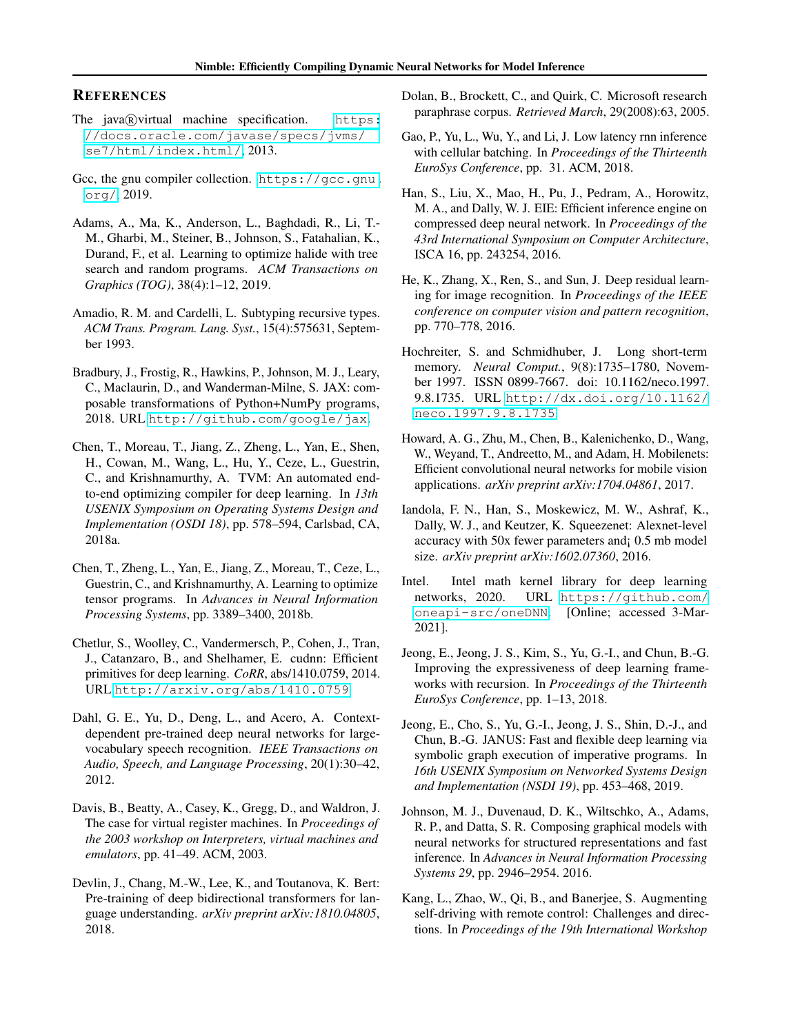## REFERENCES

The java®virtual machine specification. https://docs.oracle.com/javase/specs/jvms/se7/html/index.html/, 2013.

Gcc, the gnu compiler collection. https://gcc.gnu.org/, 2019.

Adams, A., Ma, K., Anderson, L., Baghdadi, R., Li, T.-M., Gharbi, M., Steiner, B., Johnson, S., Fatahalian, K., Durand, F., et al. Learning to optimize halide with tree search and random programs. *ACM Transactions on Graphics (TOG)*, 38(4):1–12, 2019.

Amadio, R. M. and Cardelli, L. Subtyping recursive types. *ACM Trans. Program. Lang. Syst.*, 15(4):575631, September 1993.

Bradbury, J., Frostig, R., Hawkins, P., Johnson, M. J., Leary, C., Maclaurin, D., and Wanderman-Milne, S. JAX: composable transformations of Python+NumPy programs, 2018. URL http://github.com/google/jax.

Chen, T., Moreau, T., Jiang, Z., Zheng, L., Yan, E., Shen, H., Cowan, M., Wang, L., Hu, Y., Ceze, L., Guestrin, C., and Krishnamurthy, A. TVM: An automated end-to-end optimizing compiler for deep learning. In *13th USENIX Symposium on Operating Systems Design and Implementation (OSDI 18)*, pp. 578–594, Carlsbad, CA, 2018a.

Chen, T., Zheng, L., Yan, E., Jiang, Z., Moreau, T., Ceze, L., Guestrin, C., and Krishnamurthy, A. Learning to optimize tensor programs. In *Advances in Neural Information Processing Systems*, pp. 3389–3400, 2018b.

Chetlur, S., Woolley, C., Vandermersch, P., Cohen, J., Tran, J., Catanzaro, B., and Shelhamer, E. cudnn: Efficient primitives for deep learning. *CoRR*, abs/1410.0759, 2014. URL http://arxiv.org/abs/1410.0759.

Dahl, G. E., Yu, D., Deng, L., and Acero, A. Context-dependent pre-trained deep neural networks for large-vocabulary speech recognition. *IEEE Transactions on Audio, Speech, and Language Processing*, 20(1):30–42, 2012.

Davis, B., Beatty, A., Casey, K., Gregg, D., and Waldron, J. The case for virtual register machines. In *Proceedings of the 2003 workshop on Interpreters, virtual machines and emulators*, pp. 41–49. ACM, 2003.

Devlin, J., Chang, M.-W., Lee, K., and Toutanova, K. Bert: Pre-training of deep bidirectional transformers for language understanding. *arXiv preprint arXiv:1810.04805*, 2018.

Dolan, B., Brockett, C., and Quirk, C. Microsoft research paraphrase corpus. *Retrieved March*, 29(2008):63, 2005.

Gao, P., Yu, L., Wu, Y., and Li, J. Low latency rnn inference with cellular batching. In *Proceedings of the Thirteenth EuroSys Conference*, pp. 31. ACM, 2018.

Han, S., Liu, X., Mao, H., Pu, J., Pedram, A., Horowitz, M. A., and Dally, W. J. EIE: Efficient inference engine on compressed deep neural network. In *Proceedings of the 43rd International Symposium on Computer Architecture*, ISCA 16, pp. 243254, 2016.

He, K., Zhang, X., Ren, S., and Sun, J. Deep residual learning for image recognition. In *Proceedings of the IEEE conference on computer vision and pattern recognition*, pp. 770–778, 2016.

Hochreiter, S. and Schmidhuber, J. Long short-term memory. *Neural Comput.*, 9(8):1735–1780, November 1997. ISSN 0899-7667. doi: 10.1162/neco.1997.9.8.1735. URL http://dx.doi.org/10.1162/neco.1997.9.8.1735.

Howard, A. G., Zhu, M., Chen, B., Kalenichenko, D., Wang, W., Weyand, T., Andreetto, M., and Adam, H. Mobilenets: Efficient convolutional neural networks for mobile vision applications. *arXiv preprint arXiv:1704.04861*, 2017.

Iandola, F. N., Han, S., Moskewicz, M. W., Ashraf, K., Dally, W. J., and Keutzer, K. Squeezenet: Alexnet-level accuracy with 50x fewer parameters and¡ 0.5 mb model size. *arXiv preprint arXiv:1602.07360*, 2016.

Intel. Intel math kernel library for deep learning networks, 2020. URL https://github.com/oneapi-src/oneDNN. [Online; accessed 3-Mar-2021].

Jeong, E., Jeong, J. S., Kim, S., Yu, G.-I., and Chun, B.-G. Improving the expressiveness of deep learning frameworks with recursion. In *Proceedings of the Thirteenth EuroSys Conference*, pp. 1–13, 2018.

Jeong, E., Cho, S., Yu, G.-I., Jeong, J. S., Shin, D.-J., and Chun, B.-G. JANUS: Fast and flexible deep learning via symbolic graph execution of imperative programs. In *16th USENIX Symposium on Networked Systems Design and Implementation (NSDI 19)*, pp. 453–468, 2019.

Johnson, M. J., Duvenaud, D. K., Wiltschko, A., Adams, R. P., and Datta, S. R. Composing graphical models with neural networks for structured representations and fast inference. In *Advances in Neural Information Processing Systems 29*, pp. 2946–2954. 2016.

Kang, L., Zhao, W., Qi, B., and Banerjee, S. Augmenting self-driving with remote control: Challenges and directions. In *Proceedings of the 19th International Workshop*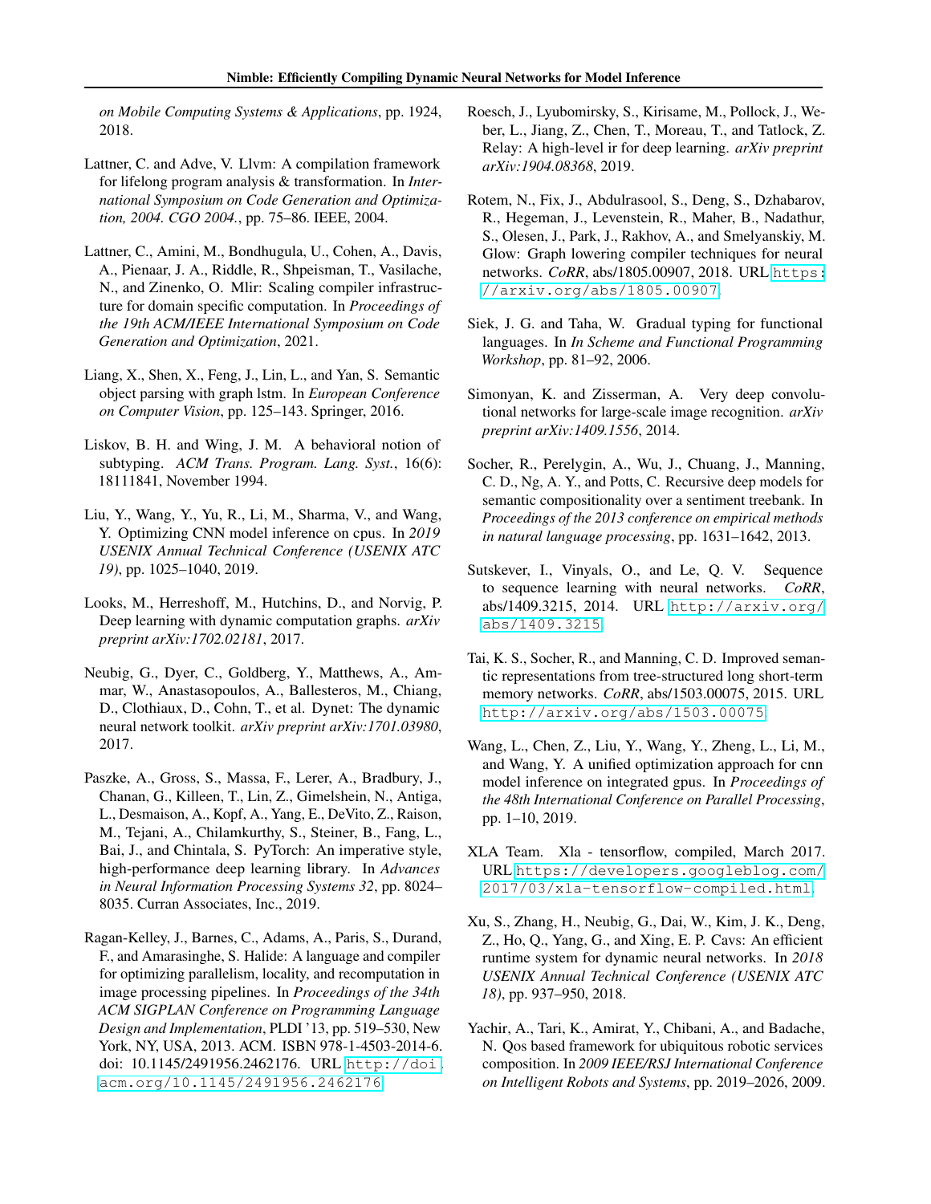*on Mobile Computing Systems & Applications*, pp. 1924, 2018.

Lattner, C. and Adve, V. Llvm: A compilation framework for lifelong program analysis & transformation. In *International Symposium on Code Generation and Optimization, 2004. CGO 2004.*, pp. 75–86. IEEE, 2004.

Lattner, C., Amini, M., Bondhugula, U., Cohen, A., Davis, A., Pienaar, J. A., Riddle, R., Shpeisman, T., Vasilache, N., and Zinenko, O. Mlir: Scaling compiler infrastructure for domain specific computation. In *Proceedings of the 19th ACM/IEEE International Symposium on Code Generation and Optimization*, 2021.

Liang, X., Shen, X., Feng, J., Lin, L., and Yan, S. Semantic object parsing with graph lstm. In *European Conference on Computer Vision*, pp. 125–143. Springer, 2016.

Liskov, B. H. and Wing, J. M. A behavioral notion of subtyping. *ACM Trans. Program. Lang. Syst.*, 16(6): 18111841, November 1994.

Liu, Y., Wang, Y., Yu, R., Li, M., Sharma, V., and Wang, Y. Optimizing CNN model inference on cpus. In *2019 USENIX Annual Technical Conference (USENIX ATC 19)*, pp. 1025–1040, 2019.

Looks, M., Herreshoff, M., Hutchins, D., and Norvig, P. Deep learning with dynamic computation graphs. *arXiv preprint arXiv:1702.02181*, 2017.

Neubig, G., Dyer, C., Goldberg, Y., Matthews, A., Ammar, W., Anastasopoulos, A., Ballesteros, M., Chiang, D., Clothiaux, D., Cohn, T., et al. Dynet: The dynamic neural network toolkit. *arXiv preprint arXiv:1701.03980*, 2017.

Paszke, A., Gross, S., Massa, F., Lerer, A., Bradbury, J., Chanan, G., Killeen, T., Lin, Z., Gimelshein, N., Antiga, L., Desmaison, A., Kopf, A., Yang, E., DeVito, Z., Raison, M., Tejani, A., Chilamkurthy, S., Steiner, B., Fang, L., Bai, J., and Chintala, S. PyTorch: An imperative style, high-performance deep learning library. In *Advances in Neural Information Processing Systems 32*, pp. 8024–8035. Curran Associates, Inc., 2019.

Ragan-Kelley, J., Barnes, C., Adams, A., Paris, S., Durand, F., and Amarasinghe, S. Halide: A language and compiler for optimizing parallelism, locality, and recomputation in image processing pipelines. In *Proceedings of the 34th ACM SIGPLAN Conference on Programming Language Design and Implementation*, PLDI '13, pp. 519–530, New York, NY, USA, 2013. ACM. ISBN 978-1-4503-2014-6. doi: 10.1145/2491956.2462176. URL `http://doi.acm.org/10.1145/2491956.2462176`.

Roesch, J., Lyubomirsky, S., Kirisame, M., Pollock, J., Weber, L., Jiang, Z., Chen, T., Moreau, T., and Tatlock, Z. Relay: A high-level ir for deep learning. *arXiv preprint arXiv:1904.08368*, 2019.

Rotem, N., Fix, J., Abdulrasool, S., Deng, S., Dzhabarov, R., Hegeman, J., Levenstein, R., Maher, B., Nadathur, S., Olesen, J., Park, J., Rakhov, A., and Smelyanskiy, M. Glow: Graph lowering compiler techniques for neural networks. *CoRR*, abs/1805.00907, 2018. URL `https://arxiv.org/abs/1805.00907`.

Siek, J. G. and Taha, W. Gradual typing for functional languages. In *In Scheme and Functional Programming Workshop*, pp. 81–92, 2006.

Simonyan, K. and Zisserman, A. Very deep convolutional networks for large-scale image recognition. *arXiv preprint arXiv:1409.1556*, 2014.

Socher, R., Perelygin, A., Wu, J., Chuang, J., Manning, C. D., Ng, A. Y., and Potts, C. Recursive deep models for semantic compositionality over a sentiment treebank. In *Proceedings of the 2013 conference on empirical methods in natural language processing*, pp. 1631–1642, 2013.

Sutskever, I., Vinyals, O., and Le, Q. V. Sequence to sequence learning with neural networks. *CoRR*, abs/1409.3215, 2014. URL `http://arxiv.org/abs/1409.3215`.

Tai, K. S., Socher, R., and Manning, C. D. Improved semantic representations from tree-structured long short-term memory networks. *CoRR*, abs/1503.00075, 2015. URL `http://arxiv.org/abs/1503.00075`.

Wang, L., Chen, Z., Liu, Y., Wang, Y., Zheng, L., Li, M., and Wang, Y. A unified optimization approach for cnn model inference on integrated gpus. In *Proceedings of the 48th International Conference on Parallel Processing*, pp. 1–10, 2019.

XLA Team. Xla - tensorflow, compiled, March 2017. URL `https://developers.googleblog.com/2017/03/xla-tensorflow-compiled.html`.

Xu, S., Zhang, H., Neubig, G., Dai, W., Kim, J. K., Deng, Z., Ho, Q., Yang, G., and Xing, E. P. Cavs: An efficient runtime system for dynamic neural networks. In *2018 USENIX Annual Technical Conference (USENIX ATC 18)*, pp. 937–950, 2018.

Yachir, A., Tari, K., Amirat, Y., Chibani, A., and Badache, N. Qos based framework for ubiquitous robotic services composition. In *2009 IEEE/RSJ International Conference on Intelligent Robots and Systems*, pp. 2019–2026, 2009.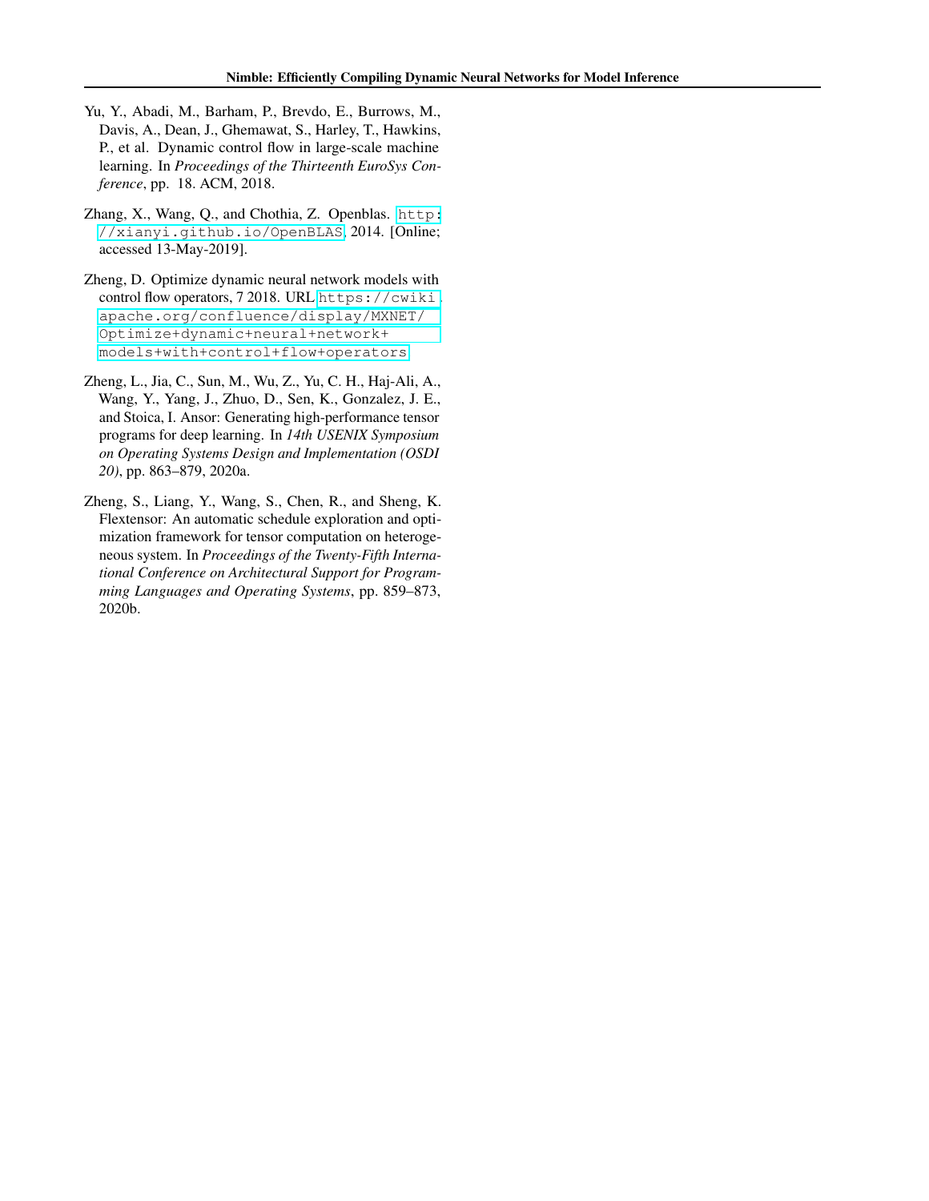Yu, Y., Abadi, M., Barham, P., Brevdo, E., Burrows, M., Davis, A., Dean, J., Ghemawat, S., Harley, T., Hawkins, P., et al. Dynamic control flow in large-scale machine learning. In *Proceedings of the Thirteenth EuroSys Conference*, pp. 18. ACM, 2018.

Zhang, X., Wang, Q., and Chothia, Z. Openblas. `http://xianyi.github.io/OpenBLAS`, 2014. [Online; accessed 13-May-2019].

Zheng, D. Optimize dynamic neural network models with control flow operators, 7 2018. URL `https://cwiki.apache.org/confluence/display/MXNET/Optimize+dynamic+neural+network+models+with+control+flow+operators`.

Zheng, L., Jia, C., Sun, M., Wu, Z., Yu, C. H., Haj-Ali, A., Wang, Y., Yang, J., Zhuo, D., Sen, K., Gonzalez, J. E., and Stoica, I. Ansor: Generating high-performance tensor programs for deep learning. In *14th USENIX Symposium on Operating Systems Design and Implementation (OSDI 20)*, pp. 863–879, 2020a.

Zheng, S., Liang, Y., Wang, S., Chen, R., and Sheng, K. Flextensor: An automatic schedule exploration and optimization framework for tensor computation on heterogeneous system. In *Proceedings of the Twenty-Fifth International Conference on Architectural Support for Programming Languages and Operating Systems*, pp. 859–873, 2020b.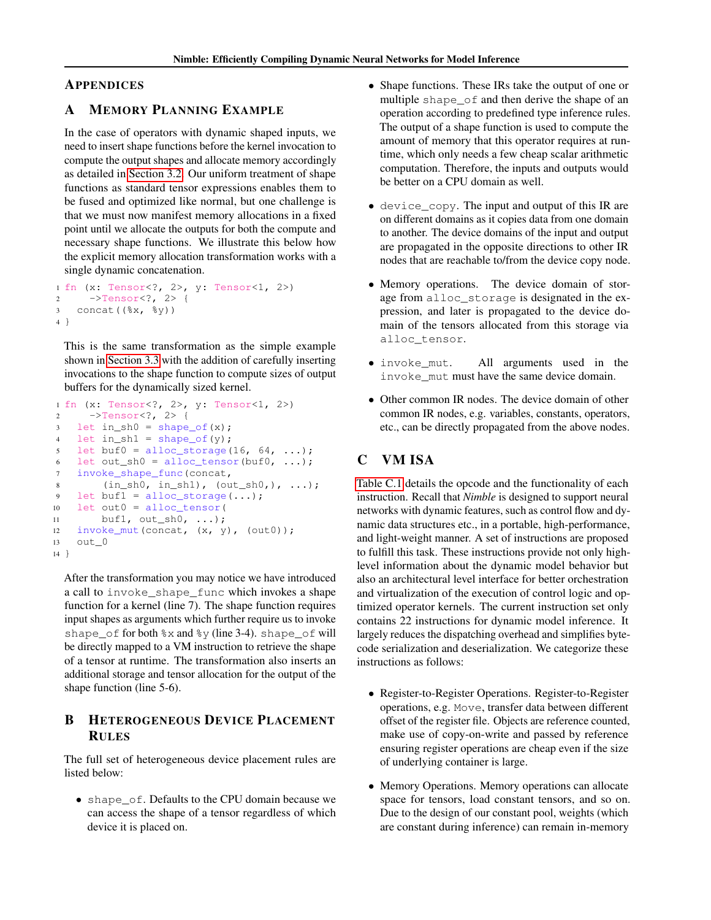# APPENDICES

## A MEMORY PLANNING EXAMPLE

In the case of operators with dynamic shaped inputs, we need to insert shape functions before the kernel invocation to compute the output shapes and allocate memory accordingly as detailed in Section 3.2. Our uniform treatment of shape functions as standard tensor expressions enables them to be fused and optimized like normal, but one challenge is that we must now manifest memory allocations in a fixed point until we allocate the outputs for both the compute and necessary shape functions. We illustrate this below how the explicit memory allocation transformation works with a single dynamic concatenation.

```
1 fn (x: Tensor<?, 2>, y: Tensor<1, 2>)
2     ->Tensor<?, 2> {
3   concat((%x, %y))
4 }
```

This is the same transformation as the simple example shown in Section 3.3 with the addition of carefully inserting invocations to the shape function to compute sizes of output buffers for the dynamically sized kernel.

```
1  fn (x: Tensor<?, 2>, y: Tensor<1, 2>)
2      ->Tensor<?, 2> {
3    let in_sh0 = shape_of(x);
4    let in_sh1 = shape_of(y);
5    let buf0 = alloc_storage(16, 64, ...);
6    let out_sh0 = alloc_tensor(buf0, ...);
7    invoke_shape_func(concat,
8        (in_sh0, in_sh1), (out_sh0,), ...);
9    let buf1 = alloc_storage(...);
10   let out0 = alloc_tensor(
11       buf1, out_sh0, ...);
12   invoke_mut(concat, (x, y), (out0));
13   out_0
14 }
```

After the transformation you may notice we have introduced a call to `invoke_shape_func` which invokes a shape function for a kernel (line 7). The shape function requires input shapes as arguments which further require us to invoke `shape_of` for both `%x` and `%y` (line 3-4). `shape_of` will be directly mapped to a VM instruction to retrieve the shape of a tensor at runtime. The transformation also inserts an additional storage and tensor allocation for the output of the shape function (line 5-6).

## B HETEROGENEOUS DEVICE PLACEMENT RULES

The full set of heterogeneous device placement rules are listed below:

- `shape_of`. Defaults to the CPU domain because we can access the shape of a tensor regardless of which device it is placed on.

- Shape functions. These IRs take the output of one or multiple `shape_of` and then derive the shape of an operation according to predefined type inference rules. The output of a shape function is used to compute the amount of memory that this operator requires at runtime, which only needs a few cheap scalar arithmetic computation. Therefore, the inputs and outputs would be better on a CPU domain as well.

- `device_copy`. The input and output of this IR are on different domains as it copies data from one domain to another. The device domains of the input and output are propagated in the opposite directions to other IR nodes that are reachable to/from the device copy node.

- Memory operations. The device domain of storage from `alloc_storage` is designated in the expression, and later is propagated to the device domain of the tensors allocated from this storage via `alloc_tensor`.

- `invoke_mut`. All arguments used in the `invoke_mut` must have the same device domain.

- Other common IR nodes. The device domain of other common IR nodes, e.g. variables, constants, operators, etc., can be directly propagated from the above nodes.

## C VM ISA

Table C.1 details the opcode and the functionality of each instruction. Recall that *Nimble* is designed to support neural networks with dynamic features, such as control flow and dynamic data structures etc., in a portable, high-performance, and light-weight manner. A set of instructions are proposed to fulfill this task. These instructions provide not only high-level information about the dynamic model behavior but also an architectural level interface for better orchestration and virtualization of the execution of control logic and optimized operator kernels. The current instruction set only contains 22 instructions for dynamic model inference. It largely reduces the dispatching overhead and simplifies bytecode serialization and deserialization. We categorize these instructions as follows:

- Register-to-Register Operations. Register-to-Register operations, e.g. `Move`, transfer data between different offset of the register file. Objects are reference counted, make use of copy-on-write and passed by reference ensuring register operations are cheap even if the size of underlying container is large.

- Memory Operations. Memory operations can allocate space for tensors, load constant tensors, and so on. Due to the design of our constant pool, weights (which are constant during inference) can remain in-memory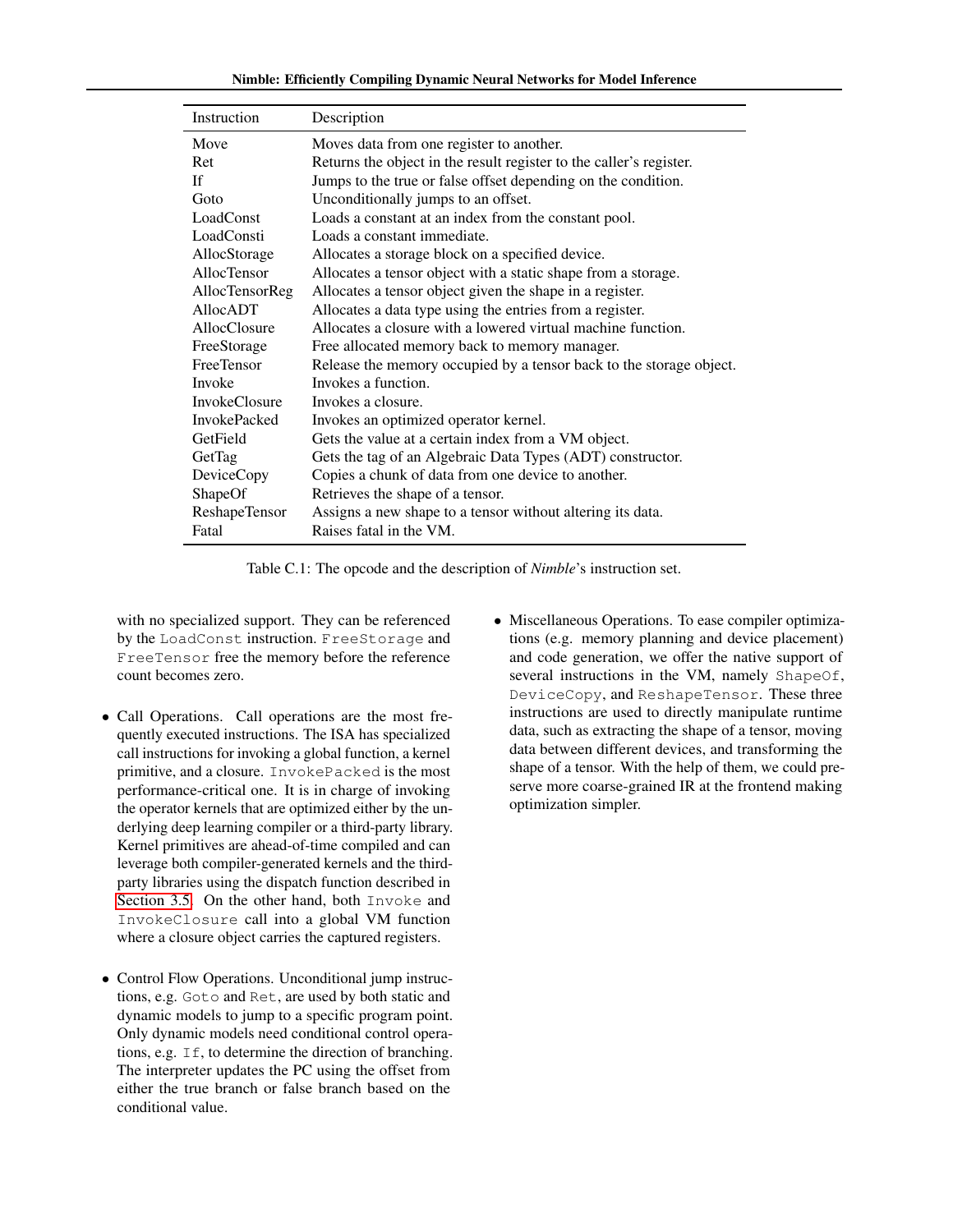| Instruction | Description |
|---|---|
| Move | Moves data from one register to another. |
| Ret | Returns the object in the result register to the caller's register. |
| If | Jumps to the true or false offset depending on the condition. |
| Goto | Unconditionally jumps to an offset. |
| LoadConst | Loads a constant at an index from the constant pool. |
| LoadConsti | Loads a constant immediate. |
| AllocStorage | Allocates a storage block on a specified device. |
| AllocTensor | Allocates a tensor object with a static shape from a storage. |
| AllocTensorReg | Allocates a tensor object given the shape in a register. |
| AllocADT | Allocates a data type using the entries from a register. |
| AllocClosure | Allocates a closure with a lowered virtual machine function. |
| FreeStorage | Free allocated memory back to memory manager. |
| FreeTensor | Release the memory occupied by a tensor back to the storage object. |
| Invoke | Invokes a function. |
| InvokeClosure | Invokes a closure. |
| InvokePacked | Invokes an optimized operator kernel. |
| GetField | Gets the value at a certain index from a VM object. |
| GetTag | Gets the tag of an Algebraic Data Types (ADT) constructor. |
| DeviceCopy | Copies a chunk of data from one device to another. |
| ShapeOf | Retrieves the shape of a tensor. |
| ReshapeTensor | Assigns a new shape to a tensor without altering its data. |
| Fatal | Raises fatal in the VM. |

Table C.1: The opcode and the description of *Nimble*'s instruction set.

with no specialized support. They can be referenced by the `LoadConst` instruction. `FreeStorage` and `FreeTensor` free the memory before the reference count becomes zero.

- Call Operations. Call operations are the most frequently executed instructions. The ISA has specialized call instructions for invoking a global function, a kernel primitive, and a closure. `InvokePacked` is the most performance-critical one. It is in charge of invoking the operator kernels that are optimized either by the underlying deep learning compiler or a third-party library. Kernel primitives are ahead-of-time compiled and can leverage both compiler-generated kernels and the third-party libraries using the dispatch function described in Section 3.5. On the other hand, both `Invoke` and `InvokeClosure` call into a global VM function where a closure object carries the captured registers.

- Control Flow Operations. Unconditional jump instructions, e.g. `Goto` and `Ret`, are used by both static and dynamic models to jump to a specific program point. Only dynamic models need conditional control operations, e.g. `If`, to determine the direction of branching. The interpreter updates the PC using the offset from either the true branch or false branch based on the conditional value.

- Miscellaneous Operations. To ease compiler optimizations (e.g. memory planning and device placement) and code generation, we offer the native support of several instructions in the VM, namely `ShapeOf`, `DeviceCopy`, and `ReshapeTensor`. These three instructions are used to directly manipulate runtime data, such as extracting the shape of a tensor, moving data between different devices, and transforming the shape of a tensor. With the help of them, we could preserve more coarse-grained IR at the frontend making optimization simpler.